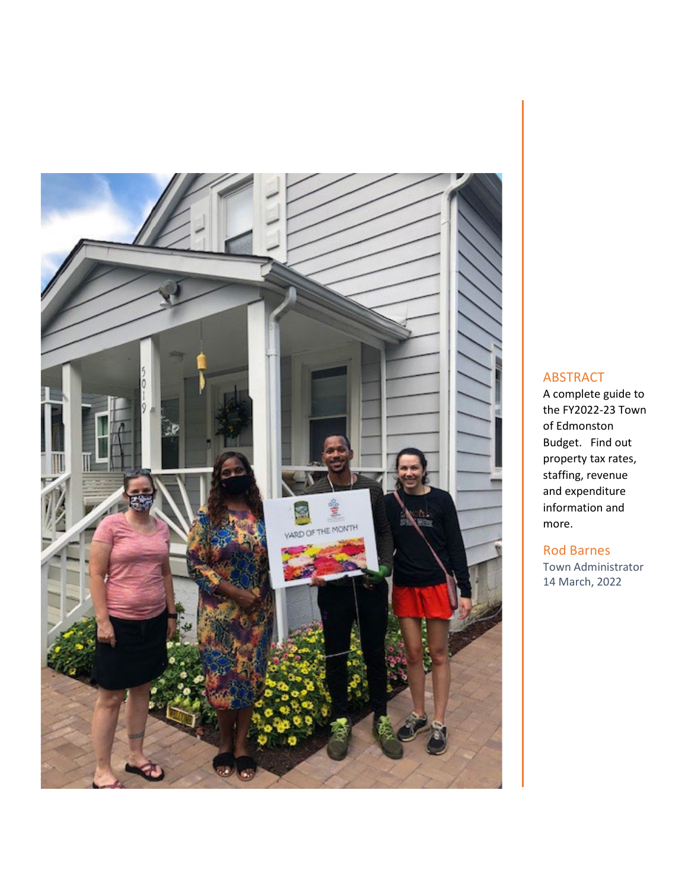## ABSTRACT

A complete guide to the FY2022-23 Town of Edmonston Budget. Find out property tax rates, staffing, revenue and expenditure information and more.

**Rod Barnes**

Town Administrator

14 March, 2022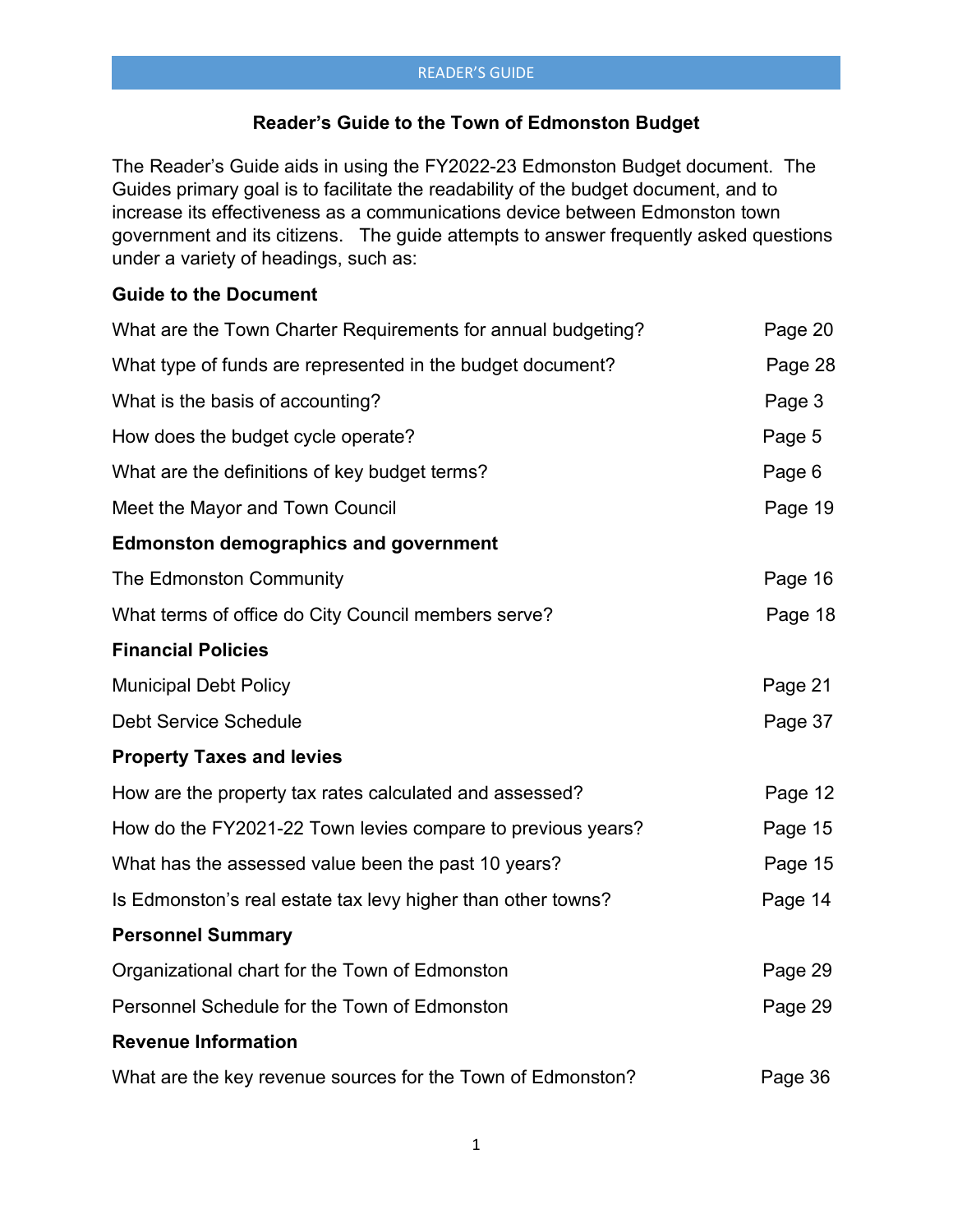# Reader's Guide to the Town of Edmonston Budget

The Reader's Guide aids in using the FY2022-23 Edmonston Budget document. The Guides primary goal is to facilitate the readability of the budget document, and to increase its effectiveness as a communications device between Edmonston town government and its citizens. The guide attempts to answer frequently asked questions under a variety of headings, such as:

**Guide to the Document**

| | |
|---|---|
| What are the Town Charter Requirements for annual budgeting? | Page 20 |
| What type of funds are represented in the budget document? | Page 28 |
| What is the basis of accounting? | Page 3 |
| How does the budget cycle operate? | Page 5 |
| What are the definitions of key budget terms? | Page 6 |
| Meet the Mayor and Town Council | Page 19 |

**Edmonston demographics and government**

| | |
|---|---|
| The Edmonston Community | Page 16 |
| What terms of office do City Council members serve? | Page 18 |

**Financial Policies**

| | |
|---|---|
| Municipal Debt Policy | Page 21 |
| Debt Service Schedule | Page 37 |

**Property Taxes and levies**

| | |
|---|---|
| How are the property tax rates calculated and assessed? | Page 12 |
| How do the FY2021-22 Town levies compare to previous years? | Page 15 |
| What has the assessed value been the past 10 years? | Page 15 |
| Is Edmonston's real estate tax levy higher than other towns? | Page 14 |

**Personnel Summary**

| | |
|---|---|
| Organizational chart for the Town of Edmonston | Page 29 |
| Personnel Schedule for the Town of Edmonston | Page 29 |

**Revenue Information**

| | |
|---|---|
| What are the key revenue sources for the Town of Edmonston? | Page 36 |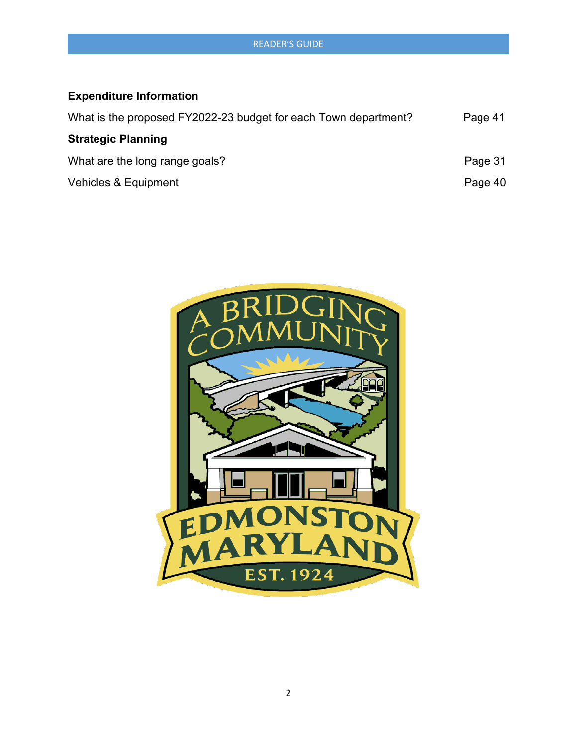**Expenditure Information**

| | |
|---|---|
| What is the proposed FY2022-23 budget for each Town department? | Page 41 |

**Strategic Planning**

| | |
|---|---|
| What are the long range goals? | Page 31 |
| Vehicles & Equipment | Page 40 |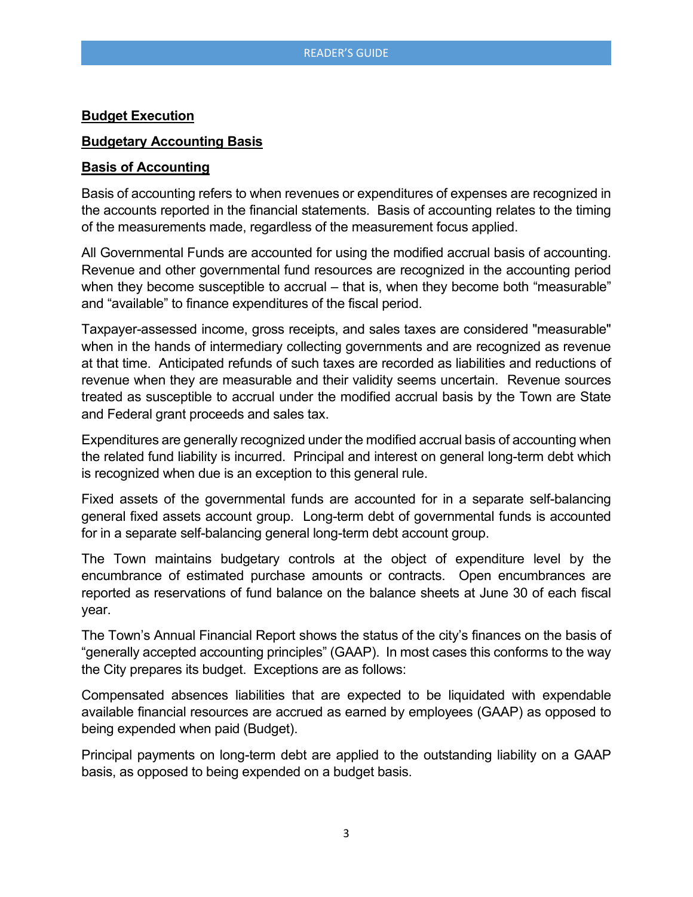## Budget Execution

## Budgetary Accounting Basis

## Basis of Accounting

Basis of accounting refers to when revenues or expenditures of expenses are recognized in the accounts reported in the financial statements. Basis of accounting relates to the timing of the measurements made, regardless of the measurement focus applied.

All Governmental Funds are accounted for using the modified accrual basis of accounting. Revenue and other governmental fund resources are recognized in the accounting period when they become susceptible to accrual – that is, when they become both "measurable" and "available" to finance expenditures of the fiscal period.

Taxpayer-assessed income, gross receipts, and sales taxes are considered "measurable" when in the hands of intermediary collecting governments and are recognized as revenue at that time. Anticipated refunds of such taxes are recorded as liabilities and reductions of revenue when they are measurable and their validity seems uncertain. Revenue sources treated as susceptible to accrual under the modified accrual basis by the Town are State and Federal grant proceeds and sales tax.

Expenditures are generally recognized under the modified accrual basis of accounting when the related fund liability is incurred. Principal and interest on general long-term debt which is recognized when due is an exception to this general rule.

Fixed assets of the governmental funds are accounted for in a separate self-balancing general fixed assets account group. Long-term debt of governmental funds is accounted for in a separate self-balancing general long-term debt account group.

The Town maintains budgetary controls at the object of expenditure level by the encumbrance of estimated purchase amounts or contracts. Open encumbrances are reported as reservations of fund balance on the balance sheets at June 30 of each fiscal year.

The Town's Annual Financial Report shows the status of the city's finances on the basis of "generally accepted accounting principles" (GAAP). In most cases this conforms to the way the City prepares its budget. Exceptions are as follows:

Compensated absences liabilities that are expected to be liquidated with expendable available financial resources are accrued as earned by employees (GAAP) as opposed to being expended when paid (Budget).

Principal payments on long-term debt are applied to the outstanding liability on a GAAP basis, as opposed to being expended on a budget basis.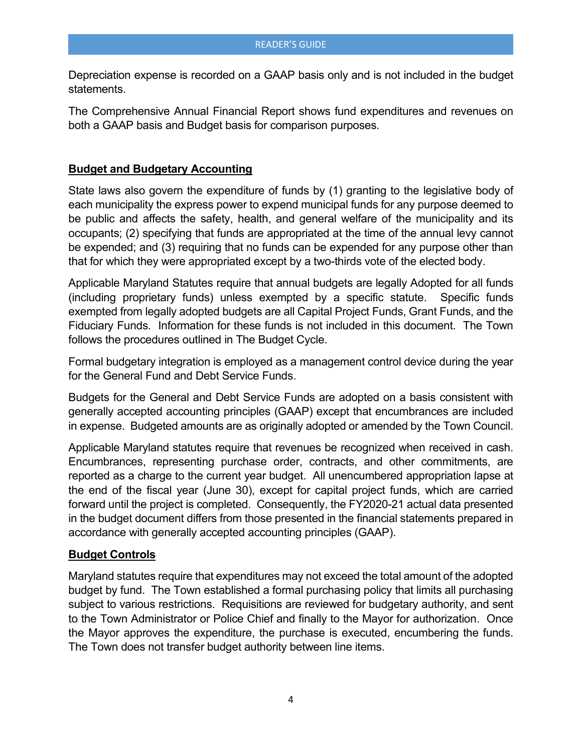Depreciation expense is recorded on a GAAP basis only and is not included in the budget statements.

The Comprehensive Annual Financial Report shows fund expenditures and revenues on both a GAAP basis and Budget basis for comparison purposes.

## Budget and Budgetary Accounting

State laws also govern the expenditure of funds by (1) granting to the legislative body of each municipality the express power to expend municipal funds for any purpose deemed to be public and affects the safety, health, and general welfare of the municipality and its occupants; (2) specifying that funds are appropriated at the time of the annual levy cannot be expended; and (3) requiring that no funds can be expended for any purpose other than that for which they were appropriated except by a two-thirds vote of the elected body.

Applicable Maryland Statutes require that annual budgets are legally Adopted for all funds (including proprietary funds) unless exempted by a specific statute. Specific funds exempted from legally adopted budgets are all Capital Project Funds, Grant Funds, and the Fiduciary Funds. Information for these funds is not included in this document. The Town follows the procedures outlined in The Budget Cycle.

Formal budgetary integration is employed as a management control device during the year for the General Fund and Debt Service Funds.

Budgets for the General and Debt Service Funds are adopted on a basis consistent with generally accepted accounting principles (GAAP) except that encumbrances are included in expense. Budgeted amounts are as originally adopted or amended by the Town Council.

Applicable Maryland statutes require that revenues be recognized when received in cash. Encumbrances, representing purchase order, contracts, and other commitments, are reported as a charge to the current year budget. All unencumbered appropriation lapse at the end of the fiscal year (June 30), except for capital project funds, which are carried forward until the project is completed. Consequently, the FY2020-21 actual data presented in the budget document differs from those presented in the financial statements prepared in accordance with generally accepted accounting principles (GAAP).

## Budget Controls

Maryland statutes require that expenditures may not exceed the total amount of the adopted budget by fund. The Town established a formal purchasing policy that limits all purchasing subject to various restrictions. Requisitions are reviewed for budgetary authority, and sent to the Town Administrator or Police Chief and finally to the Mayor for authorization. Once the Mayor approves the expenditure, the purchase is executed, encumbering the funds. The Town does not transfer budget authority between line items.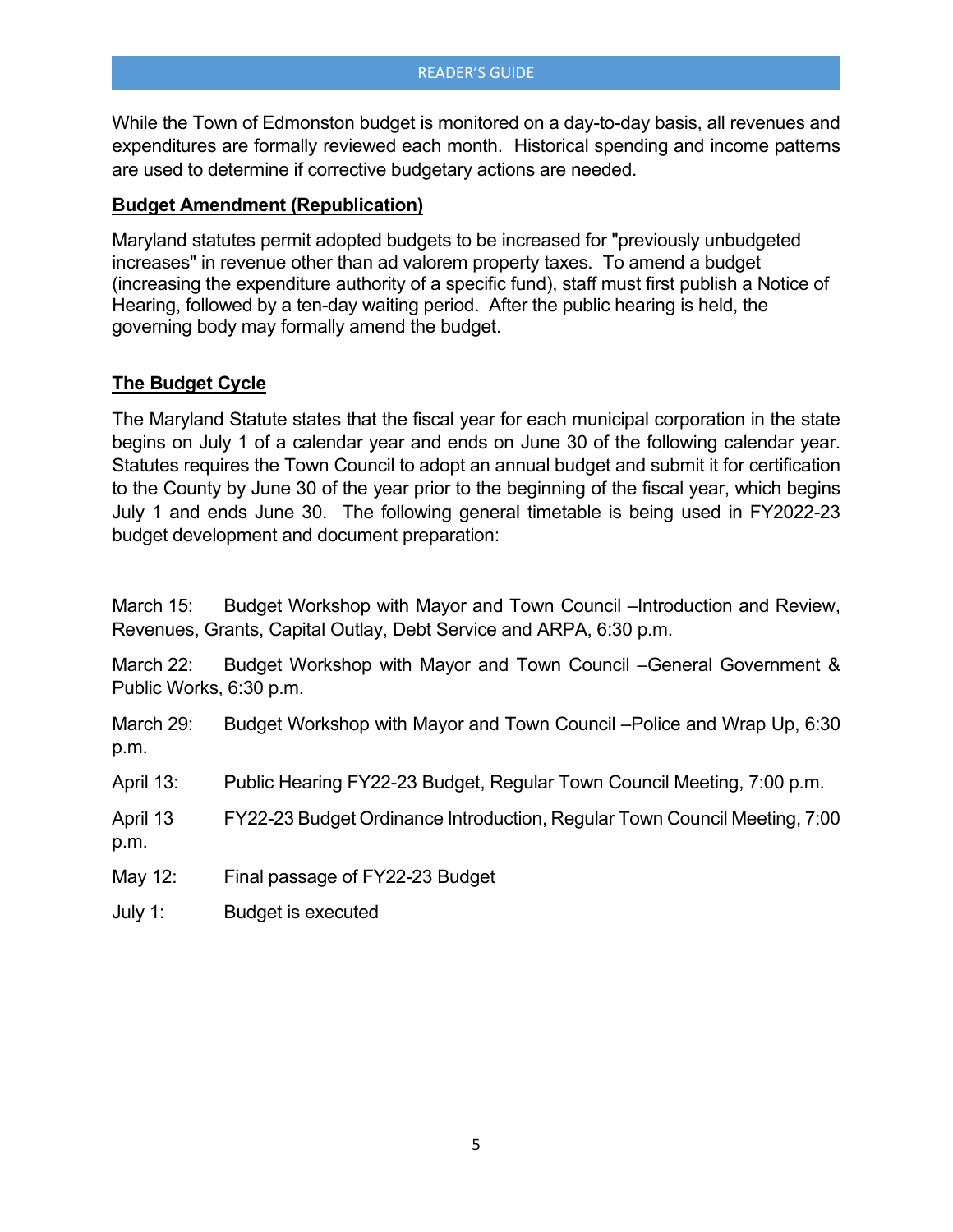While the Town of Edmonston budget is monitored on a day-to-day basis, all revenues and expenditures are formally reviewed each month. Historical spending and income patterns are used to determine if corrective budgetary actions are needed.

**Budget Amendment (Republication)**

Maryland statutes permit adopted budgets to be increased for "previously unbudgeted increases" in revenue other than ad valorem property taxes. To amend a budget (increasing the expenditure authority of a specific fund), staff must first publish a Notice of Hearing, followed by a ten-day waiting period. After the public hearing is held, the governing body may formally amend the budget.

**The Budget Cycle**

The Maryland Statute states that the fiscal year for each municipal corporation in the state begins on July 1 of a calendar year and ends on June 30 of the following calendar year. Statutes requires the Town Council to adopt an annual budget and submit it for certification to the County by June 30 of the year prior to the beginning of the fiscal year, which begins July 1 and ends June 30. The following general timetable is being used in FY2022-23 budget development and document preparation:

March 15: Budget Workshop with Mayor and Town Council –Introduction and Review, Revenues, Grants, Capital Outlay, Debt Service and ARPA, 6:30 p.m.

March 22: Budget Workshop with Mayor and Town Council –General Government & Public Works, 6:30 p.m.

March 29: Budget Workshop with Mayor and Town Council –Police and Wrap Up, 6:30 p.m.

April 13: Public Hearing FY22-23 Budget, Regular Town Council Meeting, 7:00 p.m.

April 13 FY22-23 Budget Ordinance Introduction, Regular Town Council Meeting, 7:00 p.m.

May 12: Final passage of FY22-23 Budget

July 1: Budget is executed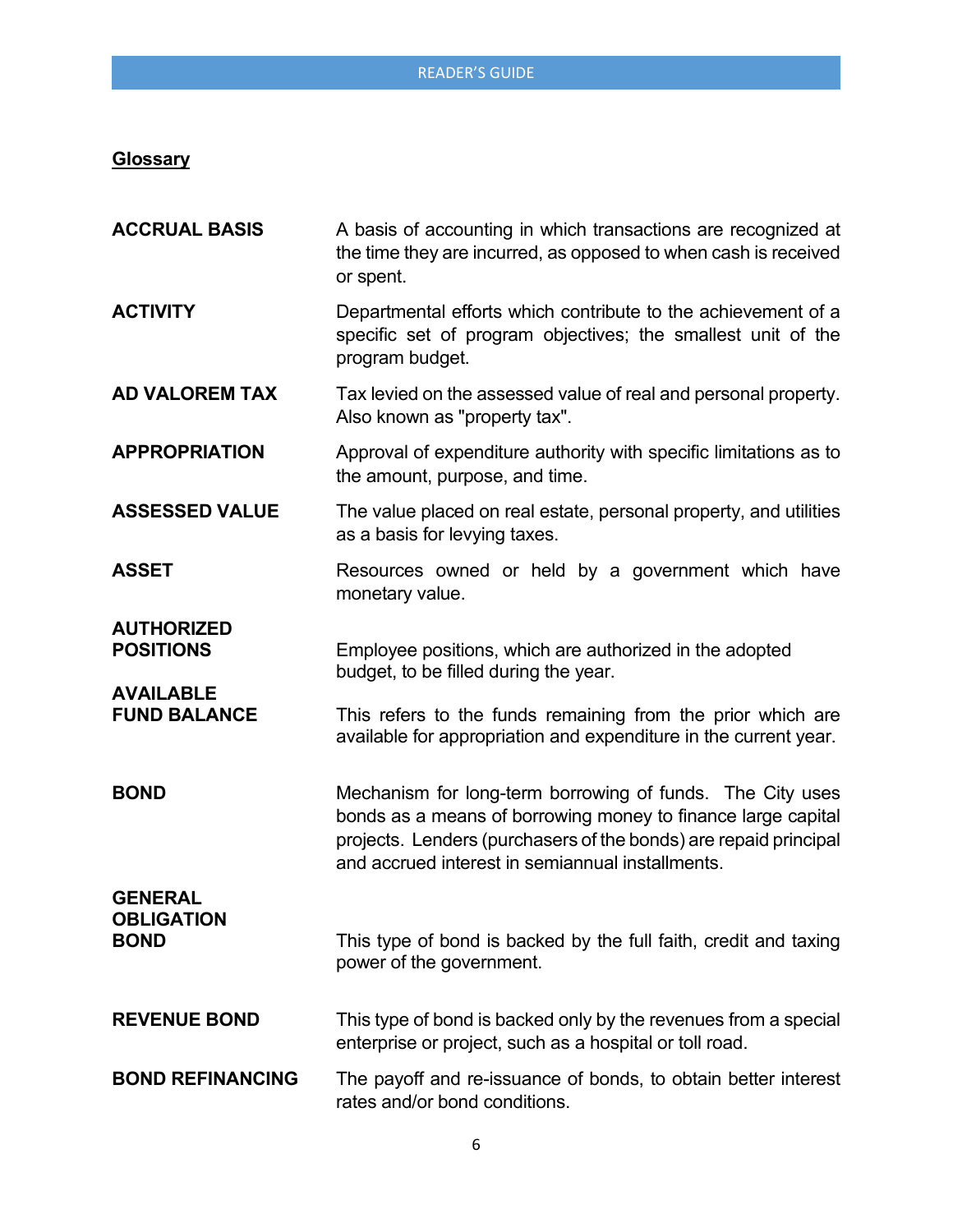## Glossary

**ACCRUAL BASIS**
A basis of accounting in which transactions are recognized at the time they are incurred, as opposed to when cash is received or spent.

**ACTIVITY**
Departmental efforts which contribute to the achievement of a specific set of program objectives; the smallest unit of the program budget.

**AD VALOREM TAX**
Tax levied on the assessed value of real and personal property. Also known as "property tax".

**APPROPRIATION**
Approval of expenditure authority with specific limitations as to the amount, purpose, and time.

**ASSESSED VALUE**
The value placed on real estate, personal property, and utilities as a basis for levying taxes.

**ASSET**
Resources owned or held by a government which have monetary value.

**AUTHORIZED POSITIONS**
Employee positions, which are authorized in the adopted budget, to be filled during the year.

**AVAILABLE FUND BALANCE**
This refers to the funds remaining from the prior which are available for appropriation and expenditure in the current year.

**BOND**
Mechanism for long-term borrowing of funds. The City uses bonds as a means of borrowing money to finance large capital projects. Lenders (purchasers of the bonds) are repaid principal and accrued interest in semiannual installments.

**GENERAL OBLIGATION BOND**
This type of bond is backed by the full faith, credit and taxing power of the government.

**REVENUE BOND**
This type of bond is backed only by the revenues from a special enterprise or project, such as a hospital or toll road.

**BOND REFINANCING**
The payoff and re-issuance of bonds, to obtain better interest rates and/or bond conditions.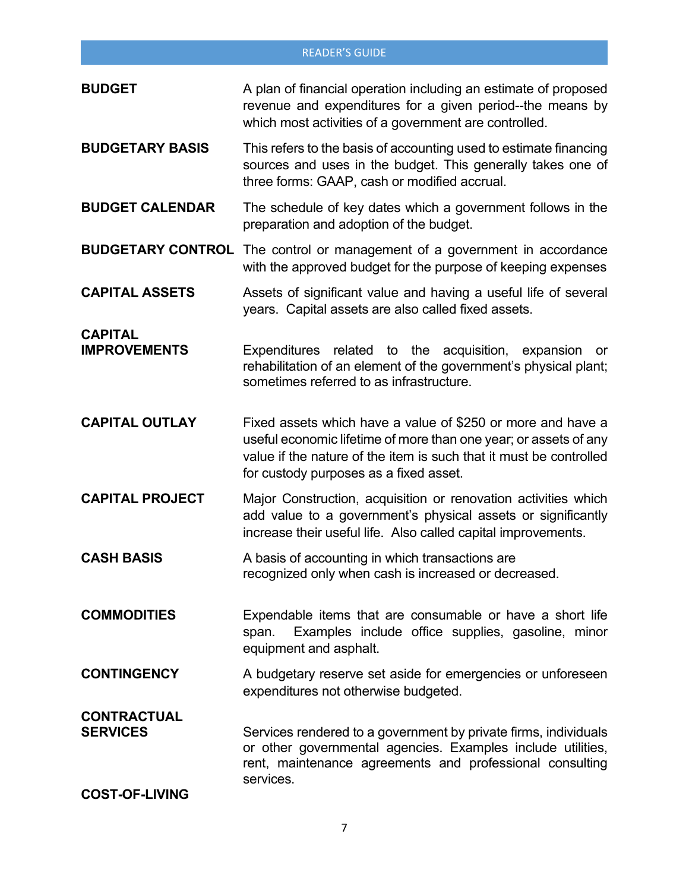**BUDGET** A plan of financial operation including an estimate of proposed revenue and expenditures for a given period--the means by which most activities of a government are controlled.

**BUDGETARY BASIS** This refers to the basis of accounting used to estimate financing sources and uses in the budget. This generally takes one of three forms: GAAP, cash or modified accrual.

**BUDGET CALENDAR** The schedule of key dates which a government follows in the preparation and adoption of the budget.

**BUDGETARY CONTROL** The control or management of a government in accordance with the approved budget for the purpose of keeping expenses

**CAPITAL ASSETS** Assets of significant value and having a useful life of several years. Capital assets are also called fixed assets.

**CAPITAL IMPROVEMENTS** Expenditures related to the acquisition, expansion or rehabilitation of an element of the government's physical plant; sometimes referred to as infrastructure.

**CAPITAL OUTLAY** Fixed assets which have a value of $250 or more and have a useful economic lifetime of more than one year; or assets of any value if the nature of the item is such that it must be controlled for custody purposes as a fixed asset.

**CAPITAL PROJECT** Major Construction, acquisition or renovation activities which add value to a government's physical assets or significantly increase their useful life. Also called capital improvements.

**CASH BASIS** A basis of accounting in which transactions are recognized only when cash is increased or decreased.

**COMMODITIES** Expendable items that are consumable or have a short life span. Examples include office supplies, gasoline, minor equipment and asphalt.

**CONTINGENCY** A budgetary reserve set aside for emergencies or unforeseen expenditures not otherwise budgeted.

**CONTRACTUAL SERVICES** Services rendered to a government by private firms, individuals or other governmental agencies. Examples include utilities, rent, maintenance agreements and professional consulting services.

**COST-OF-LIVING**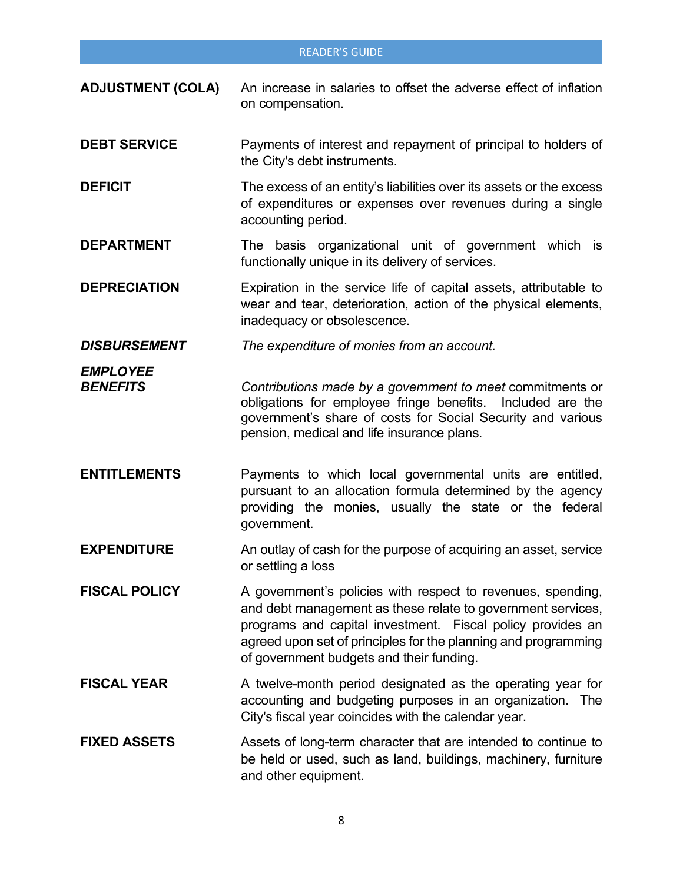**ADJUSTMENT (COLA)** An increase in salaries to offset the adverse effect of inflation on compensation.

**DEBT SERVICE** Payments of interest and repayment of principal to holders of the City's debt instruments.

**DEFICIT** The excess of an entity's liabilities over its assets or the excess of expenditures or expenses over revenues during a single accounting period.

**DEPARTMENT** The basis organizational unit of government which is functionally unique in its delivery of services.

**DEPRECIATION** Expiration in the service life of capital assets, attributable to wear and tear, deterioration, action of the physical elements, inadequacy or obsolescence.

***DISBURSEMENT*** *The expenditure of monies from an account.*

***EMPLOYEE BENEFITS*** *Contributions made by a government to meet* commitments or obligations for employee fringe benefits. Included are the government's share of costs for Social Security and various pension, medical and life insurance plans.

**ENTITLEMENTS** Payments to which local governmental units are entitled, pursuant to an allocation formula determined by the agency providing the monies, usually the state or the federal government.

**EXPENDITURE** An outlay of cash for the purpose of acquiring an asset, service or settling a loss

**FISCAL POLICY** A government's policies with respect to revenues, spending, and debt management as these relate to government services, programs and capital investment. Fiscal policy provides an agreed upon set of principles for the planning and programming of government budgets and their funding.

**FISCAL YEAR** A twelve-month period designated as the operating year for accounting and budgeting purposes in an organization. The City's fiscal year coincides with the calendar year.

**FIXED ASSETS** Assets of long-term character that are intended to continue to be held or used, such as land, buildings, machinery, furniture and other equipment.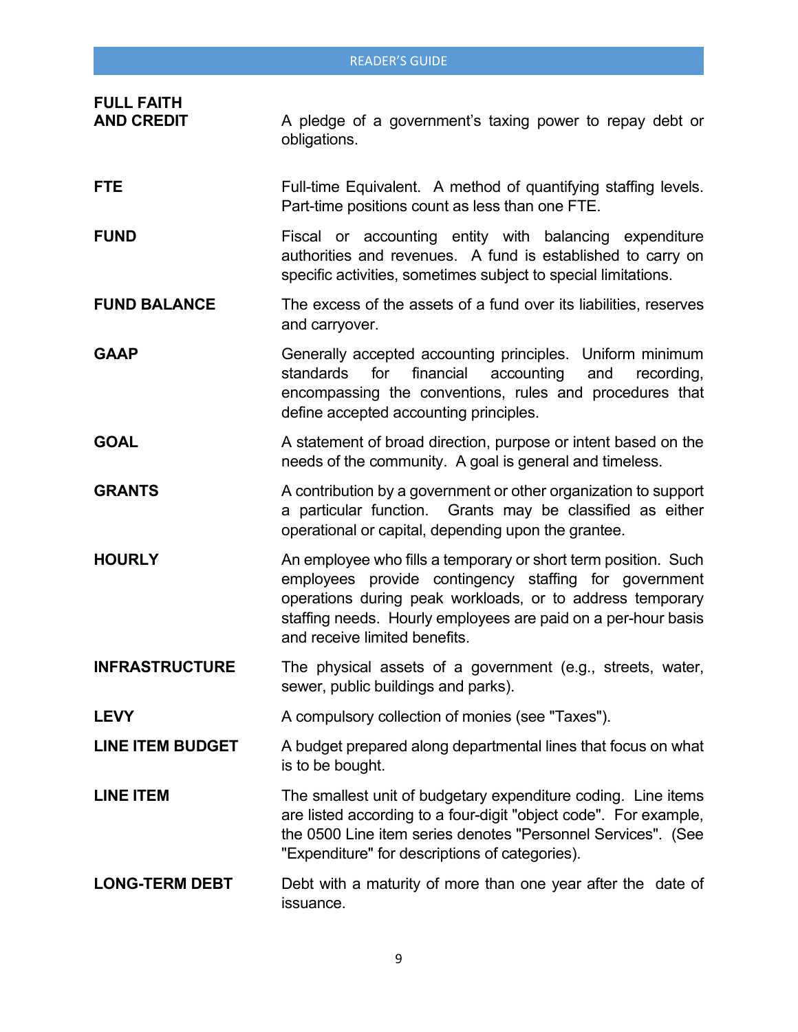**FULL FAITH AND CREDIT**
A pledge of a government's taxing power to repay debt or obligations.

**FTE**
Full-time Equivalent. A method of quantifying staffing levels. Part-time positions count as less than one FTE.

**FUND**
Fiscal or accounting entity with balancing expenditure authorities and revenues. A fund is established to carry on specific activities, sometimes subject to special limitations.

**FUND BALANCE**
The excess of the assets of a fund over its liabilities, reserves and carryover.

**GAAP**
Generally accepted accounting principles. Uniform minimum standards for financial accounting and recording, encompassing the conventions, rules and procedures that define accepted accounting principles.

**GOAL**
A statement of broad direction, purpose or intent based on the needs of the community. A goal is general and timeless.

**GRANTS**
A contribution by a government or other organization to support a particular function. Grants may be classified as either operational or capital, depending upon the grantee.

**HOURLY**
An employee who fills a temporary or short term position. Such employees provide contingency staffing for government operations during peak workloads, or to address temporary staffing needs. Hourly employees are paid on a per-hour basis and receive limited benefits.

**INFRASTRUCTURE**
The physical assets of a government (e.g., streets, water, sewer, public buildings and parks).

**LEVY**
A compulsory collection of monies (see "Taxes").

**LINE ITEM BUDGET**
A budget prepared along departmental lines that focus on what is to be bought.

**LINE ITEM**
The smallest unit of budgetary expenditure coding. Line items are listed according to a four-digit "object code". For example, the 0500 Line item series denotes "Personnel Services". (See "Expenditure" for descriptions of categories).

**LONG-TERM DEBT**
Debt with a maturity of more than one year after the date of issuance.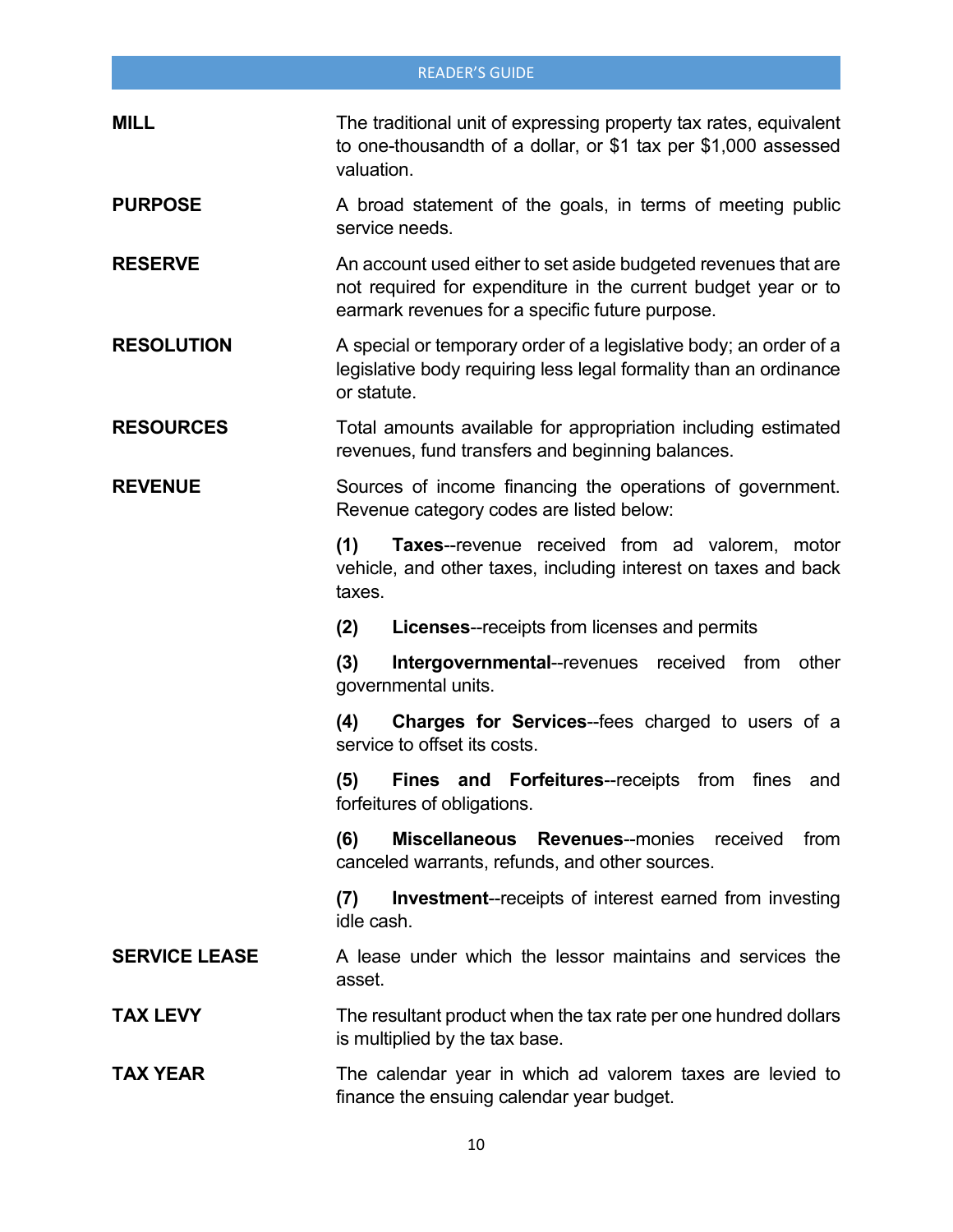**MILL**
The traditional unit of expressing property tax rates, equivalent to one-thousandth of a dollar, or $1 tax per $1,000 assessed valuation.

**PURPOSE**
A broad statement of the goals, in terms of meeting public service needs.

**RESERVE**
An account used either to set aside budgeted revenues that are not required for expenditure in the current budget year or to earmark revenues for a specific future purpose.

**RESOLUTION**
A special or temporary order of a legislative body; an order of a legislative body requiring less legal formality than an ordinance or statute.

**RESOURCES**
Total amounts available for appropriation including estimated revenues, fund transfers and beginning balances.

**REVENUE**
Sources of income financing the operations of government. Revenue category codes are listed below:

**(1)** **Taxes**--revenue received from ad valorem, motor vehicle, and other taxes, including interest on taxes and back taxes.

**(2)** **Licenses**--receipts from licenses and permits

**(3)** **Intergovernmental**--revenues received from other governmental units.

**(4)** **Charges for Services**--fees charged to users of a service to offset its costs.

**(5)** **Fines and Forfeitures**--receipts from fines and forfeitures of obligations.

**(6)** **Miscellaneous Revenues**--monies received from canceled warrants, refunds, and other sources.

**(7)** **Investment**--receipts of interest earned from investing idle cash.

**SERVICE LEASE**
A lease under which the lessor maintains and services the asset.

**TAX LEVY**
The resultant product when the tax rate per one hundred dollars is multiplied by the tax base.

**TAX YEAR**
The calendar year in which ad valorem taxes are levied to finance the ensuing calendar year budget.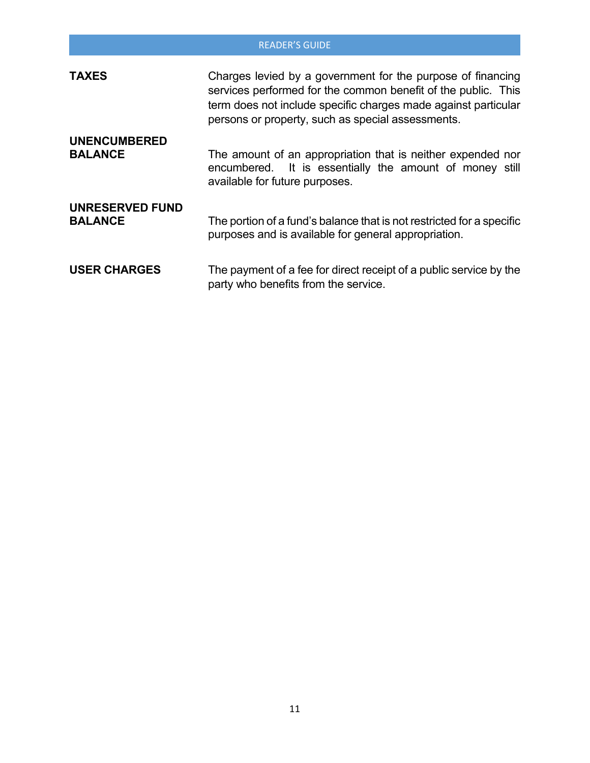**TAXES**

Charges levied by a government for the purpose of financing services performed for the common benefit of the public. This term does not include specific charges made against particular persons or property, such as special assessments.

**UNENCUMBERED BALANCE**

The amount of an appropriation that is neither expended nor encumbered. It is essentially the amount of money still available for future purposes.

**UNRESERVED FUND BALANCE**

The portion of a fund's balance that is not restricted for a specific purposes and is available for general appropriation.

**USER CHARGES**

The payment of a fee for direct receipt of a public service by the party who benefits from the service.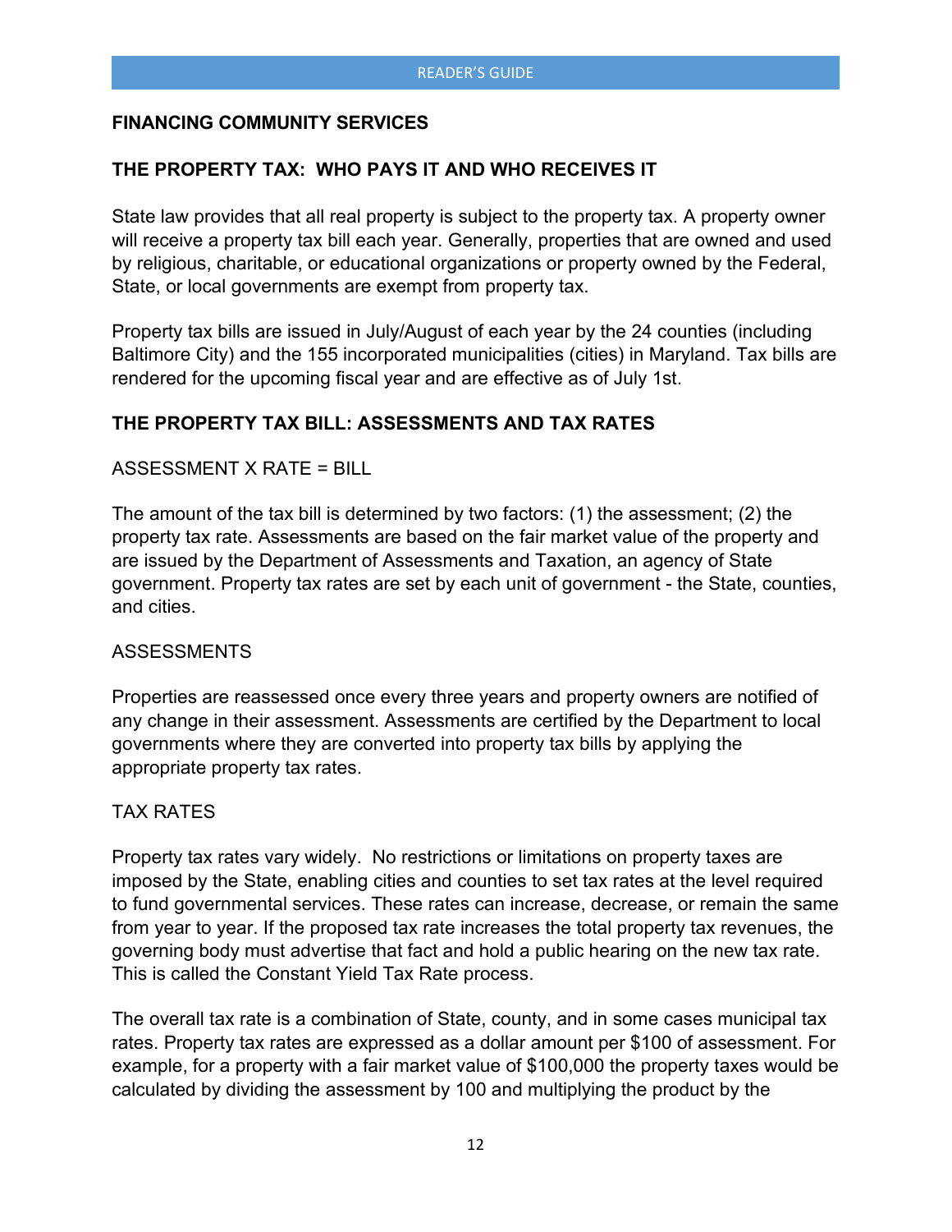**FINANCING COMMUNITY SERVICES**

**THE PROPERTY TAX: WHO PAYS IT AND WHO RECEIVES IT**

State law provides that all real property is subject to the property tax. A property owner will receive a property tax bill each year. Generally, properties that are owned and used by religious, charitable, or educational organizations or property owned by the Federal, State, or local governments are exempt from property tax.

Property tax bills are issued in July/August of each year by the 24 counties (including Baltimore City) and the 155 incorporated municipalities (cities) in Maryland. Tax bills are rendered for the upcoming fiscal year and are effective as of July 1st.

**THE PROPERTY TAX BILL: ASSESSMENTS AND TAX RATES**

ASSESSMENT X RATE = BILL

The amount of the tax bill is determined by two factors: (1) the assessment; (2) the property tax rate. Assessments are based on the fair market value of the property and are issued by the Department of Assessments and Taxation, an agency of State government. Property tax rates are set by each unit of government - the State, counties, and cities.

ASSESSMENTS

Properties are reassessed once every three years and property owners are notified of any change in their assessment. Assessments are certified by the Department to local governments where they are converted into property tax bills by applying the appropriate property tax rates.

TAX RATES

Property tax rates vary widely. No restrictions or limitations on property taxes are imposed by the State, enabling cities and counties to set tax rates at the level required to fund governmental services. These rates can increase, decrease, or remain the same from year to year. If the proposed tax rate increases the total property tax revenues, the governing body must advertise that fact and hold a public hearing on the new tax rate. This is called the Constant Yield Tax Rate process.

The overall tax rate is a combination of State, county, and in some cases municipal tax rates. Property tax rates are expressed as a dollar amount per $100 of assessment. For example, for a property with a fair market value of $100,000 the property taxes would be calculated by dividing the assessment by 100 and multiplying the product by the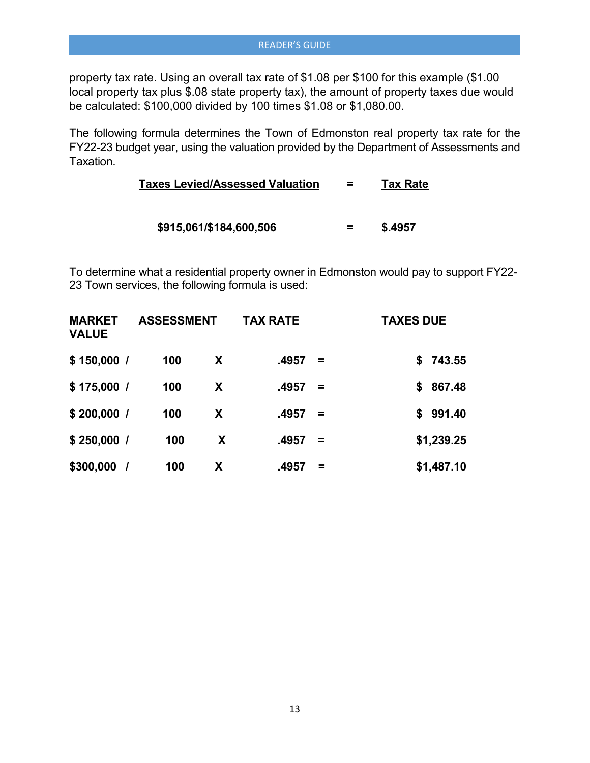property tax rate. Using an overall tax rate of $1.08 per $100 for this example ($1.00 local property tax plus $.08 state property tax), the amount of property taxes due would be calculated: $100,000 divided by 100 times $1.08 or $1,080.00.

The following formula determines the Town of Edmonston real property tax rate for the FY22-23 budget year, using the valuation provided by the Department of Assessments and Taxation.

| **Taxes Levied/Assessed Valuation** | = | **Tax Rate** |
|---|---|---|
| **$915,061/$184,600,506** | = | **$.4957** |

To determine what a residential property owner in Edmonston would pay to support FY22-23 Town services, the following formula is used:

| **MARKET VALUE** | | **ASSESSMENT** | | **TAX RATE** | | **TAXES DUE** |
|---|---|---|---|---|---|---|
| **$ 150,000** | **/** | **100** | **X** | **.4957** | **=** | **$ 743.55** |
| **$ 175,000** | **/** | **100** | **X** | **.4957** | **=** | **$ 867.48** |
| **$ 200,000** | **/** | **100** | **X** | **.4957** | **=** | **$ 991.40** |
| **$ 250,000** | **/** | **100** | **X** | **.4957** | **=** | **$1,239.25** |
| **$300,000** | **/** | **100** | **X** | **.4957** | **=** | **$1,487.10** |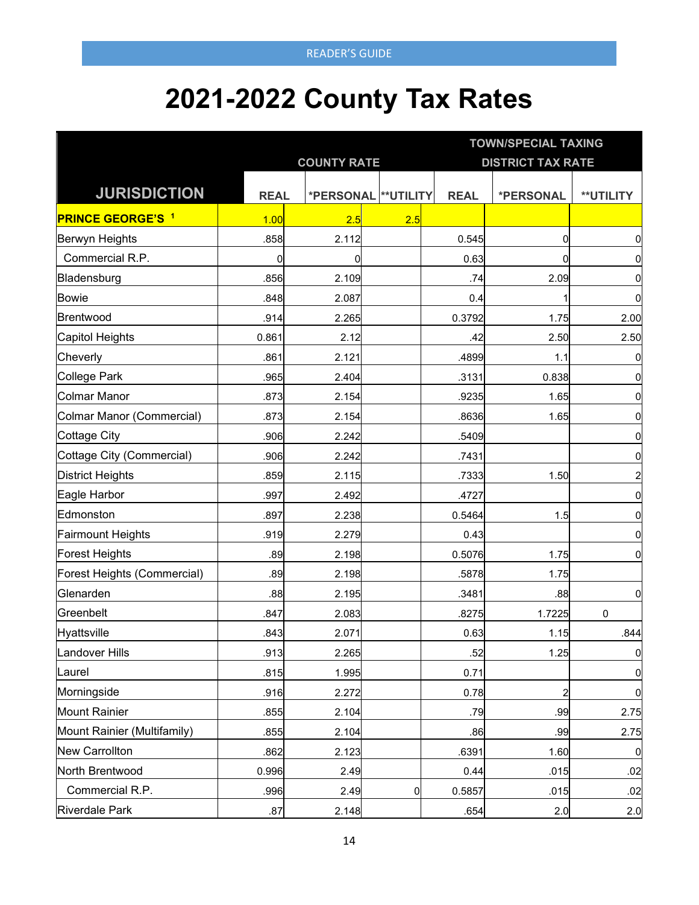# 2021-2022 County Tax Rates

| JURISDICTION | COUNTY RATE | | | TOWN/SPECIAL TAXING DISTRICT TAX RATE | | |
|---|---|---|---|---|---|---|
| | REAL | *PERSONAL | **UTILITY | REAL | *PERSONAL | **UTILITY |
| **PRINCE GEORGE'S [1]** | 1.00 | 2.5 | 2.5 | | | |
| Berwyn Heights | .858 | 2.112 | | 0.545 | 0 | 0 |
| Commercial R.P. | 0 | 0 | | 0.63 | 0 | 0 |
| Bladensburg | .856 | 2.109 | | .74 | 2.09 | 0 |
| Bowie | .848 | 2.087 | | 0.4 | 1 | 0 |
| Brentwood | .914 | 2.265 | | 0.3792 | 1.75 | 2.00 |
| Capitol Heights | 0.861 | 2.12 | | .42 | 2.50 | 2.50 |
| Cheverly | .861 | 2.121 | | .4899 | 1.1 | 0 |
| College Park | .965 | 2.404 | | .3131 | 0.838 | 0 |
| Colmar Manor | .873 | 2.154 | | .9235 | 1.65 | 0 |
| Colmar Manor (Commercial) | .873 | 2.154 | | .8636 | 1.65 | 0 |
| Cottage City | .906 | 2.242 | | .5409 | | 0 |
| Cottage City (Commercial) | .906 | 2.242 | | .7431 | | 0 |
| District Heights | .859 | 2.115 | | .7333 | 1.50 | 2 |
| Eagle Harbor | .997 | 2.492 | | .4727 | | 0 |
| Edmonston | .897 | 2.238 | | 0.5464 | 1.5 | 0 |
| Fairmount Heights | .919 | 2.279 | | 0.43 | | 0 |
| Forest Heights | .89 | 2.198 | | 0.5076 | 1.75 | 0 |
| Forest Heights (Commercial) | .89 | 2.198 | | .5878 | 1.75 | |
| Glenarden | .88 | 2.195 | | .3481 | .88 | 0 |
| Greenbelt | .847 | 2.083 | | .8275 | 1.7225 | 0 |
| Hyattsville | .843 | 2.071 | | 0.63 | 1.15 | .844 |
| Landover Hills | .913 | 2.265 | | .52 | 1.25 | 0 |
| Laurel | .815 | 1.995 | | 0.71 | | 0 |
| Morningside | .916 | 2.272 | | 0.78 | 2 | 0 |
| Mount Rainier | .855 | 2.104 | | .79 | .99 | 2.75 |
| Mount Rainier (Multifamily) | .855 | 2.104 | | .86 | .99 | 2.75 |
| New Carrollton | .862 | 2.123 | | .6391 | 1.60 | 0 |
| North Brentwood | 0.996 | 2.49 | | 0.44 | .015 | .02 |
| Commercial R.P. | .996 | 2.49 | 0 | 0.5857 | .015 | .02 |
| Riverdale Park | .87 | 2.148 | | .654 | 2.0 | 2.0 |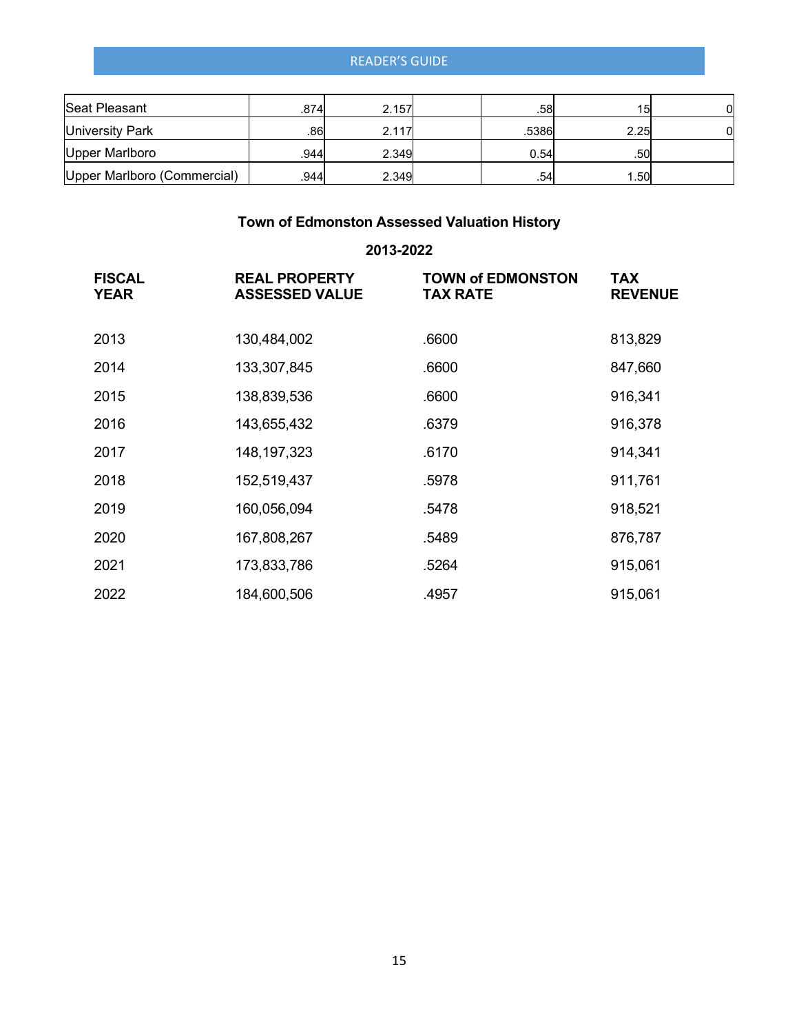| | | | | | | |
|---|---|---|---|---|---|---|
| Seat Pleasant | .874 | 2.157 | | .58 | 15 | 0 |
| University Park | .86 | 2.117 | | .5386 | 2.25 | 0 |
| Upper Marlboro | .944 | 2.349 | | 0.54 | .50 | |
| Upper Marlboro (Commercial) | .944 | 2.349 | | .54 | 1.50 | |

## Town of Edmonston Assessed Valuation History

### 2013-2022

| FISCAL YEAR | REAL PROPERTY ASSESSED VALUE | TOWN of EDMONSTON TAX RATE | TAX REVENUE |
|---|---|---|---|
| 2013 | 130,484,002 | .6600 | 813,829 |
| 2014 | 133,307,845 | .6600 | 847,660 |
| 2015 | 138,839,536 | .6600 | 916,341 |
| 2016 | 143,655,432 | .6379 | 916,378 |
| 2017 | 148,197,323 | .6170 | 914,341 |
| 2018 | 152,519,437 | .5978 | 911,761 |
| 2019 | 160,056,094 | .5478 | 918,521 |
| 2020 | 167,808,267 | .5489 | 876,787 |
| 2021 | 173,833,786 | .5264 | 915,061 |
| 2022 | 184,600,506 | .4957 | 915,061 |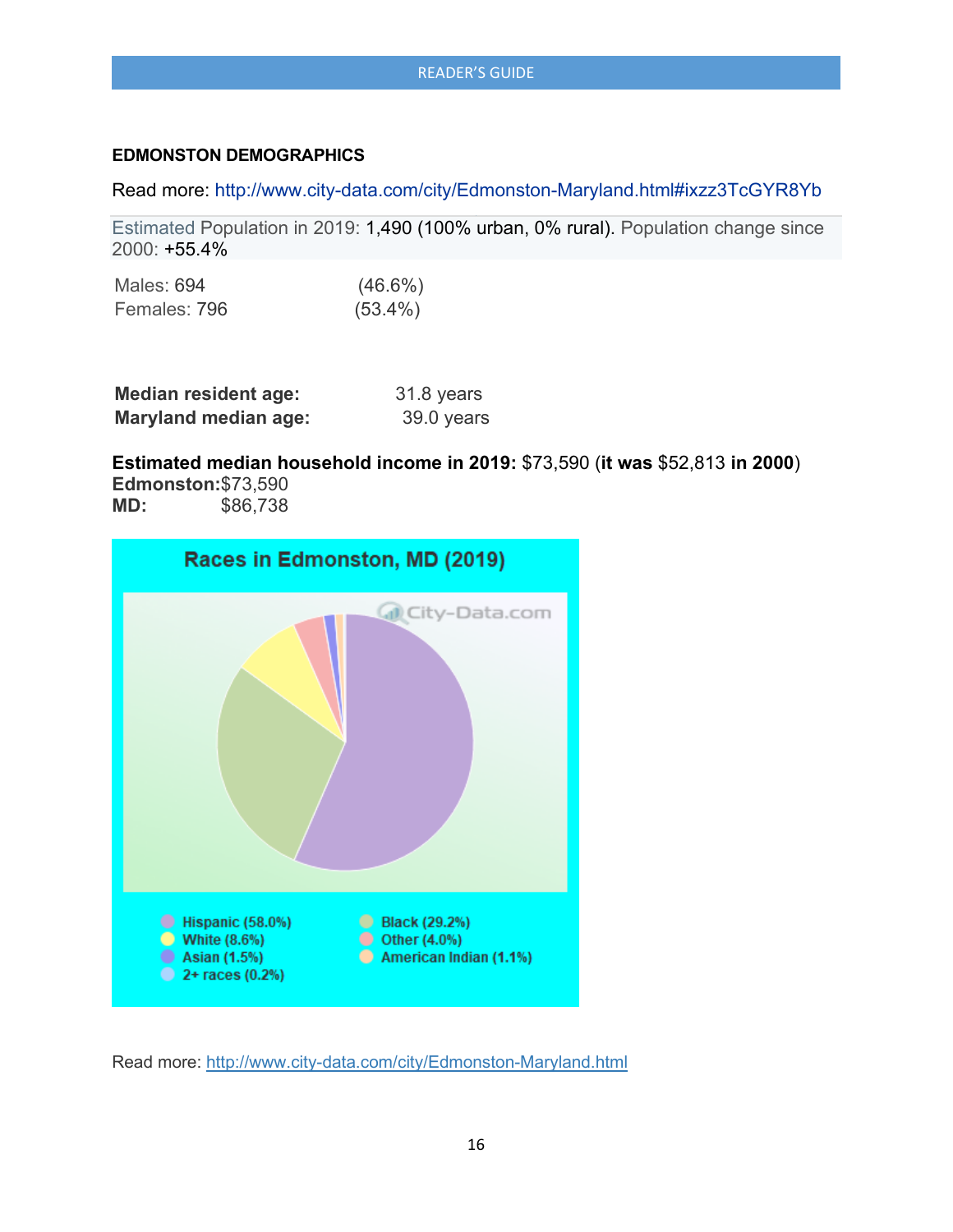**EDMONSTON DEMOGRAPHICS**

Read more: http://www.city-data.com/city/Edmonston-Maryland.html#ixzz3TcGYR8Yb

Estimated Population in 2019: 1,490 (100% urban, 0% rural). Population change since 2000: +55.4%

Males: 694 (46.6%)
Females: 796 (53.4%)

**Median resident age:** 31.8 years
**Maryland median age:** 39.0 years

**Estimated median household income in 2019:** $73,590 (**it was** $52,813 **in 2000**)
**Edmonston:** $73,590
**MD:** $86,738

**Races in Edmonston, MD (2019)**

- Hispanic (58.0%)
- Black (29.2%)
- White (8.6%)
- Other (4.0%)
- Asian (1.5%)
- American Indian (1.1%)
- 2+ races (0.2%)

Read more: http://www.city-data.com/city/Edmonston-Maryland.html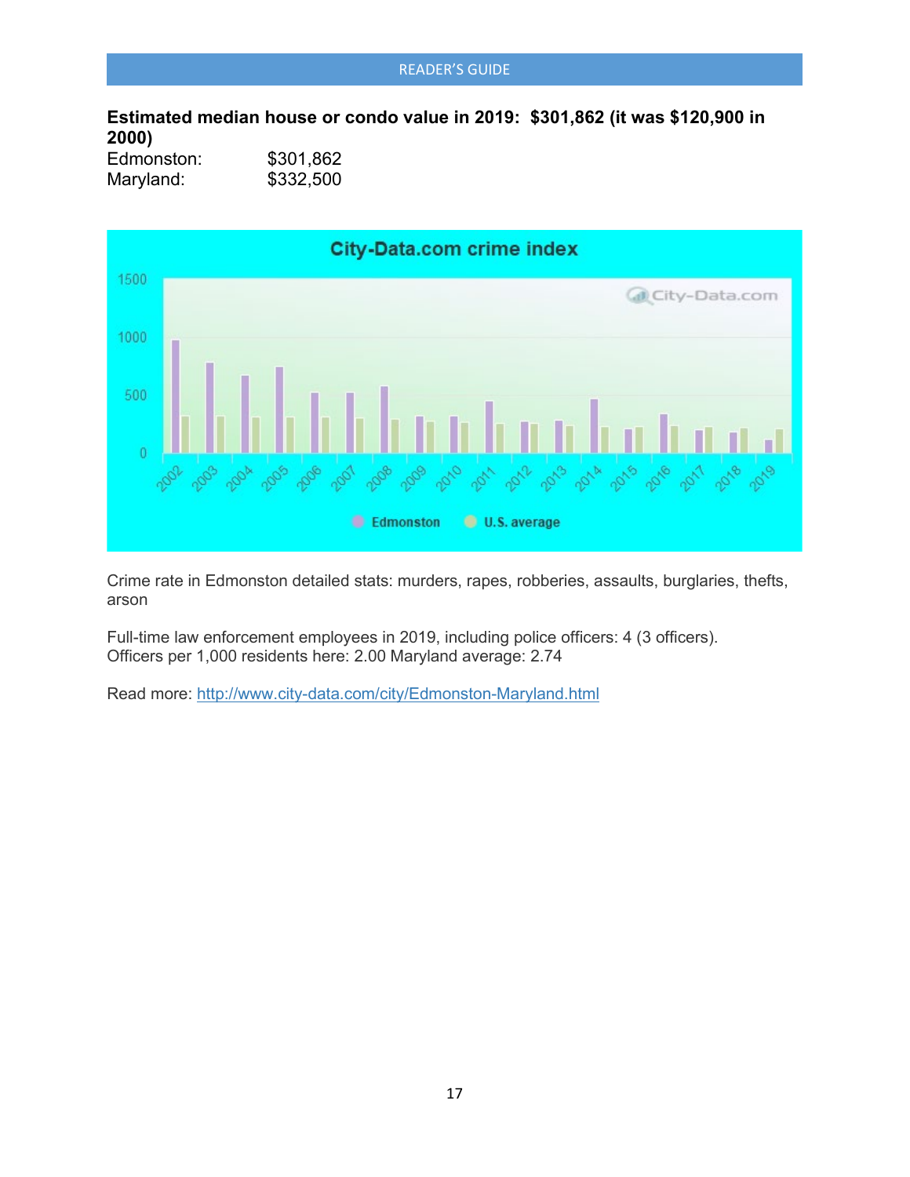**Estimated median house or condo value in 2019: $301,862 (it was $120,900 in 2000)**

Edmonston: $301,862
Maryland: $332,500

Crime rate in Edmonston detailed stats: murders, rapes, robberies, assaults, burglaries, thefts, arson

Full-time law enforcement employees in 2019, including police officers: 4 (3 officers).
Officers per 1,000 residents here: 2.00 Maryland average: 2.74

Read more: [http://www.city-data.com/city/Edmonston-Maryland.html](http://www.city-data.com/city/Edmonston-Maryland.html)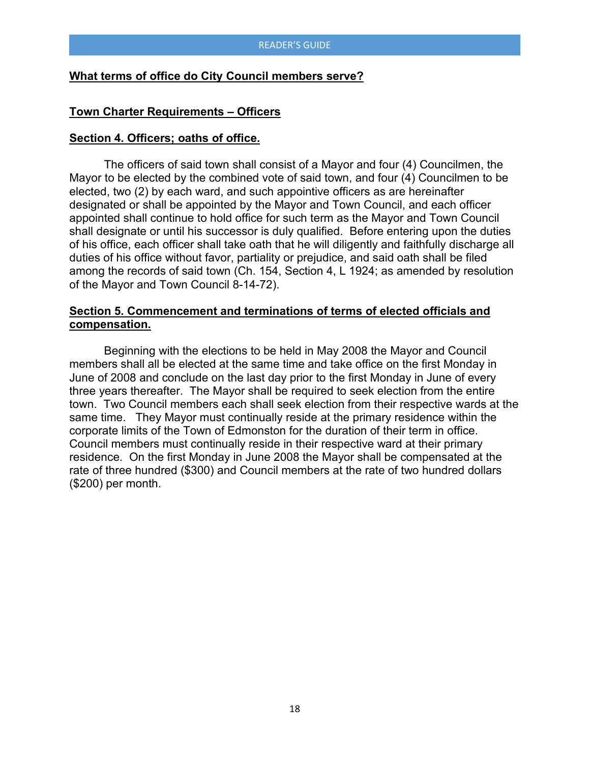**What terms of office do City Council members serve?**

**Town Charter Requirements – Officers**

**Section 4. Officers; oaths of office.**

The officers of said town shall consist of a Mayor and four (4) Councilmen, the Mayor to be elected by the combined vote of said town, and four (4) Councilmen to be elected, two (2) by each ward, and such appointive officers as are hereinafter designated or shall be appointed by the Mayor and Town Council, and each officer appointed shall continue to hold office for such term as the Mayor and Town Council shall designate or until his successor is duly qualified. Before entering upon the duties of his office, each officer shall take oath that he will diligently and faithfully discharge all duties of his office without favor, partiality or prejudice, and said oath shall be filed among the records of said town (Ch. 154, Section 4, L 1924; as amended by resolution of the Mayor and Town Council 8-14-72).

**Section 5. Commencement and terminations of terms of elected officials and compensation.**

Beginning with the elections to be held in May 2008 the Mayor and Council members shall all be elected at the same time and take office on the first Monday in June of 2008 and conclude on the last day prior to the first Monday in June of every three years thereafter. The Mayor shall be required to seek election from the entire town. Two Council members each shall seek election from their respective wards at the same time. They Mayor must continually reside at the primary residence within the corporate limits of the Town of Edmonston for the duration of their term in office. Council members must continually reside in their respective ward at their primary residence. On the first Monday in June 2008 the Mayor shall be compensated at the rate of three hundred ($300) and Council members at the rate of two hundred dollars ($200) per month.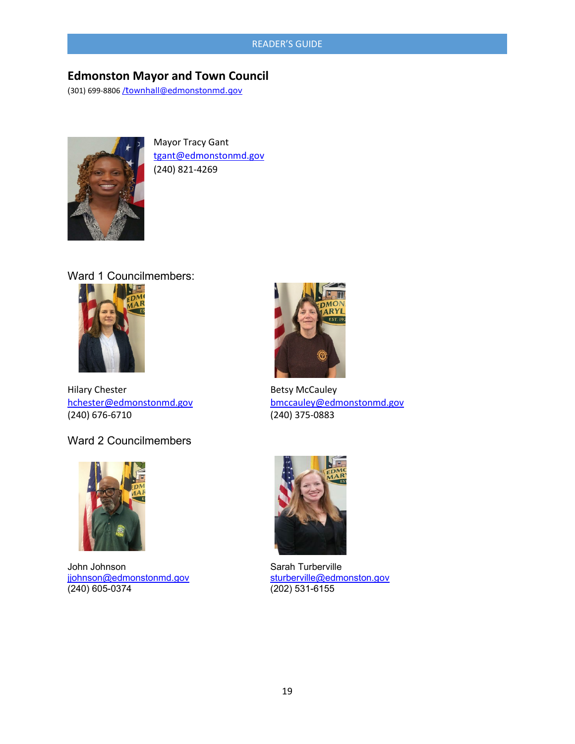## Edmonston Mayor and Town Council

(301) 699-8806 /townhall@edmonstonmd.gov

Mayor Tracy Gant
tgant@edmonstonmd.gov
(240) 821-4269

### Ward 1 Councilmembers:

Hilary Chester
hchester@edmonstonmd.gov
(240) 676-6710

Betsy McCauley
bmccauley@edmonstonmd.gov
(240) 375-0883

### Ward 2 Councilmembers

John Johnson
jjohnson@edmonstonmd.gov
(240) 605-0374

Sarah Turberville
sturberville@edmonston.gov
(202) 531-6155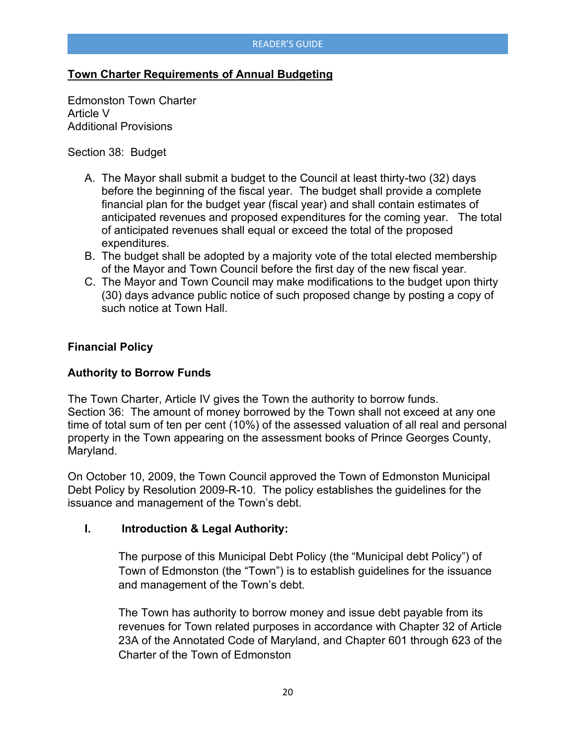## Town Charter Requirements of Annual Budgeting

Edmonston Town Charter
Article V
Additional Provisions

Section 38: Budget

A. The Mayor shall submit a budget to the Council at least thirty-two (32) days before the beginning of the fiscal year. The budget shall provide a complete financial plan for the budget year (fiscal year) and shall contain estimates of anticipated revenues and proposed expenditures for the coming year. The total of anticipated revenues shall equal or exceed the total of the proposed expenditures.
B. The budget shall be adopted by a majority vote of the total elected membership of the Mayor and Town Council before the first day of the new fiscal year.
C. The Mayor and Town Council may make modifications to the budget upon thirty (30) days advance public notice of such proposed change by posting a copy of such notice at Town Hall.

### Financial Policy

### Authority to Borrow Funds

The Town Charter, Article IV gives the Town the authority to borrow funds.
Section 36: The amount of money borrowed by the Town shall not exceed at any one time of total sum of ten per cent (10%) of the assessed valuation of all real and personal property in the Town appearing on the assessment books of Prince Georges County, Maryland.

On October 10, 2009, the Town Council approved the Town of Edmonston Municipal Debt Policy by Resolution 2009-R-10. The policy establishes the guidelines for the issuance and management of the Town's debt.

**I. Introduction & Legal Authority:**

The purpose of this Municipal Debt Policy (the "Municipal debt Policy") of Town of Edmonston (the "Town") is to establish guidelines for the issuance and management of the Town's debt.

The Town has authority to borrow money and issue debt payable from its revenues for Town related purposes in accordance with Chapter 32 of Article 23A of the Annotated Code of Maryland, and Chapter 601 through 623 of the Charter of the Town of Edmonston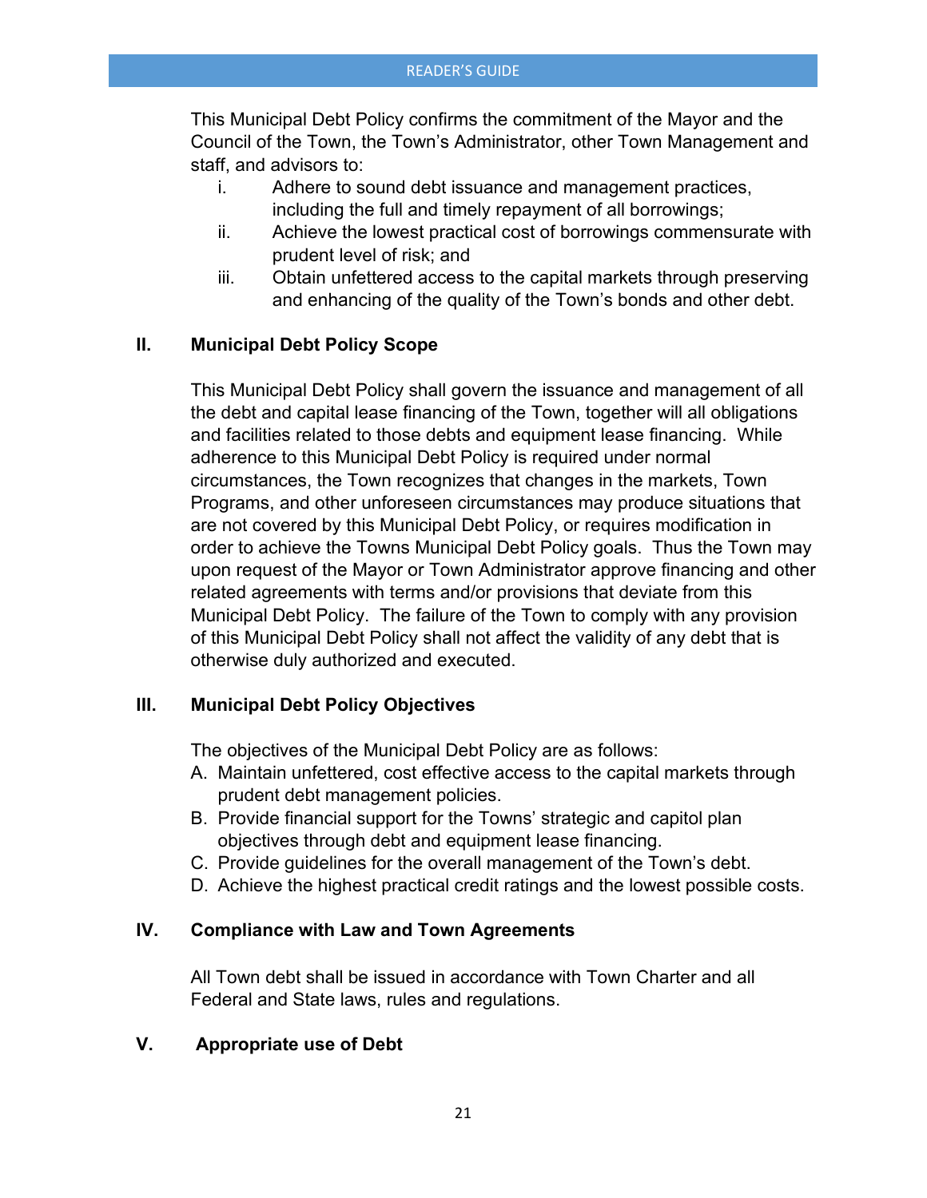This Municipal Debt Policy confirms the commitment of the Mayor and the Council of the Town, the Town's Administrator, other Town Management and staff, and advisors to:

i. Adhere to sound debt issuance and management practices, including the full and timely repayment of all borrowings;
ii. Achieve the lowest practical cost of borrowings commensurate with prudent level of risk; and
iii. Obtain unfettered access to the capital markets through preserving and enhancing of the quality of the Town's bonds and other debt.

## II. Municipal Debt Policy Scope

This Municipal Debt Policy shall govern the issuance and management of all the debt and capital lease financing of the Town, together will all obligations and facilities related to those debts and equipment lease financing. While adherence to this Municipal Debt Policy is required under normal circumstances, the Town recognizes that changes in the markets, Town Programs, and other unforeseen circumstances may produce situations that are not covered by this Municipal Debt Policy, or requires modification in order to achieve the Towns Municipal Debt Policy goals. Thus the Town may upon request of the Mayor or Town Administrator approve financing and other related agreements with terms and/or provisions that deviate from this Municipal Debt Policy. The failure of the Town to comply with any provision of this Municipal Debt Policy shall not affect the validity of any debt that is otherwise duly authorized and executed.

## III. Municipal Debt Policy Objectives

The objectives of the Municipal Debt Policy are as follows:

A. Maintain unfettered, cost effective access to the capital markets through prudent debt management policies.
B. Provide financial support for the Towns' strategic and capitol plan objectives through debt and equipment lease financing.
C. Provide guidelines for the overall management of the Town's debt.
D. Achieve the highest practical credit ratings and the lowest possible costs.

## IV. Compliance with Law and Town Agreements

All Town debt shall be issued in accordance with Town Charter and all Federal and State laws, rules and regulations.

## V. Appropriate use of Debt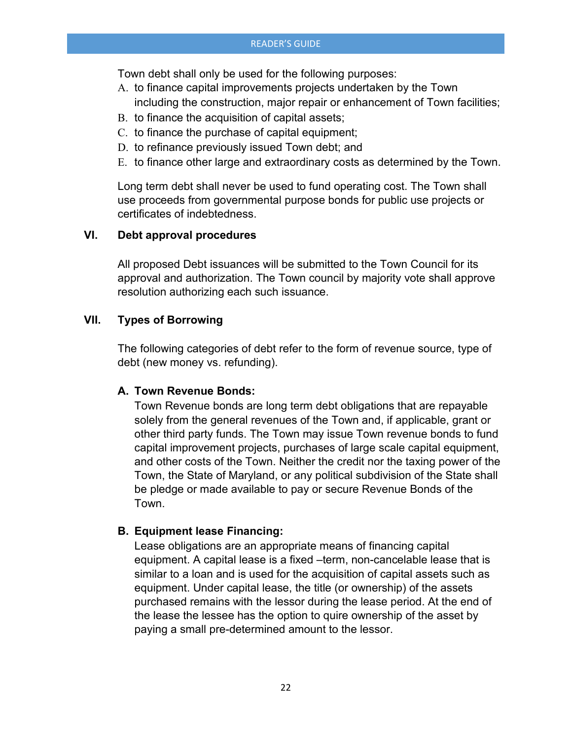Town debt shall only be used for the following purposes:

A. to finance capital improvements projects undertaken by the Town including the construction, major repair or enhancement of Town facilities;
B. to finance the acquisition of capital assets;
C. to finance the purchase of capital equipment;
D. to refinance previously issued Town debt; and
E. to finance other large and extraordinary costs as determined by the Town.

Long term debt shall never be used to fund operating cost. The Town shall use proceeds from governmental purpose bonds for public use projects or certificates of indebtedness.

## VI. Debt approval procedures

All proposed Debt issuances will be submitted to the Town Council for its approval and authorization. The Town council by majority vote shall approve resolution authorizing each such issuance.

## VII. Types of Borrowing

The following categories of debt refer to the form of revenue source, type of debt (new money vs. refunding).

### A. Town Revenue Bonds:

Town Revenue bonds are long term debt obligations that are repayable solely from the general revenues of the Town and, if applicable, grant or other third party funds. The Town may issue Town revenue bonds to fund capital improvement projects, purchases of large scale capital equipment, and other costs of the Town. Neither the credit nor the taxing power of the Town, the State of Maryland, or any political subdivision of the State shall be pledge or made available to pay or secure Revenue Bonds of the Town.

### B. Equipment lease Financing:

Lease obligations are an appropriate means of financing capital equipment. A capital lease is a fixed –term, non-cancelable lease that is similar to a loan and is used for the acquisition of capital assets such as equipment. Under capital lease, the title (or ownership) of the assets purchased remains with the lessor during the lease period. At the end of the lease the lessee has the option to quire ownership of the asset by paying a small pre-determined amount to the lessor.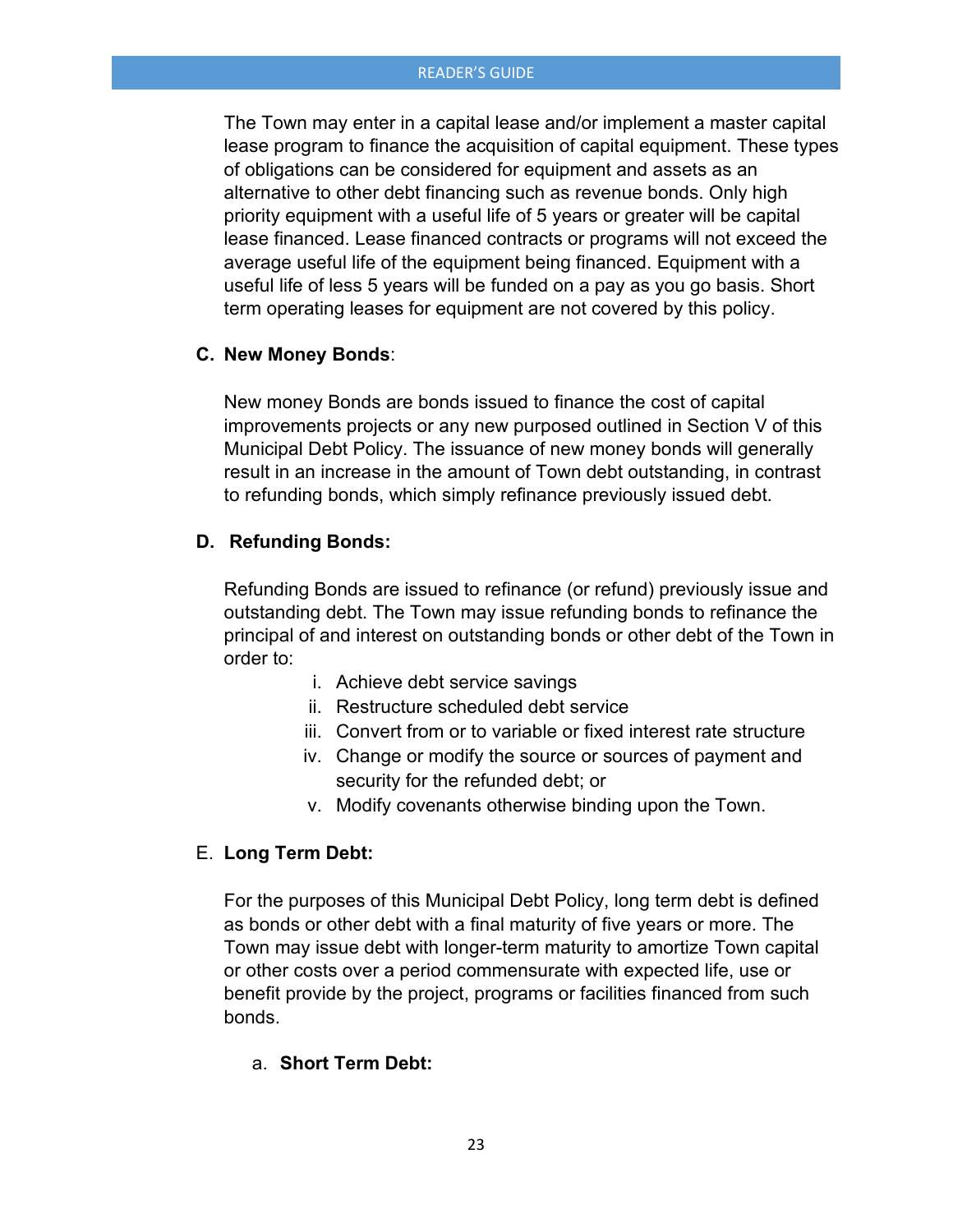The Town may enter in a capital lease and/or implement a master capital lease program to finance the acquisition of capital equipment. These types of obligations can be considered for equipment and assets as an alternative to other debt financing such as revenue bonds. Only high priority equipment with a useful life of 5 years or greater will be capital lease financed. Lease financed contracts or programs will not exceed the average useful life of the equipment being financed. Equipment with a useful life of less 5 years will be funded on a pay as you go basis. Short term operating leases for equipment are not covered by this policy.

**C. New Money Bonds**:

New money Bonds are bonds issued to finance the cost of capital improvements projects or any new purposed outlined in Section V of this Municipal Debt Policy. The issuance of new money bonds will generally result in an increase in the amount of Town debt outstanding, in contrast to refunding bonds, which simply refinance previously issued debt.

**D. Refunding Bonds:**

Refunding Bonds are issued to refinance (or refund) previously issue and outstanding debt. The Town may issue refunding bonds to refinance the principal of and interest on outstanding bonds or other debt of the Town in order to:

i. Achieve debt service savings
ii. Restructure scheduled debt service
iii. Convert from or to variable or fixed interest rate structure
iv. Change or modify the source or sources of payment and security for the refunded debt; or
v. Modify covenants otherwise binding upon the Town.

E. **Long Term Debt:**

For the purposes of this Municipal Debt Policy, long term debt is defined as bonds or other debt with a final maturity of five years or more. The Town may issue debt with longer-term maturity to amortize Town capital or other costs over a period commensurate with expected life, use or benefit provide by the project, programs or facilities financed from such bonds.

a. **Short Term Debt:**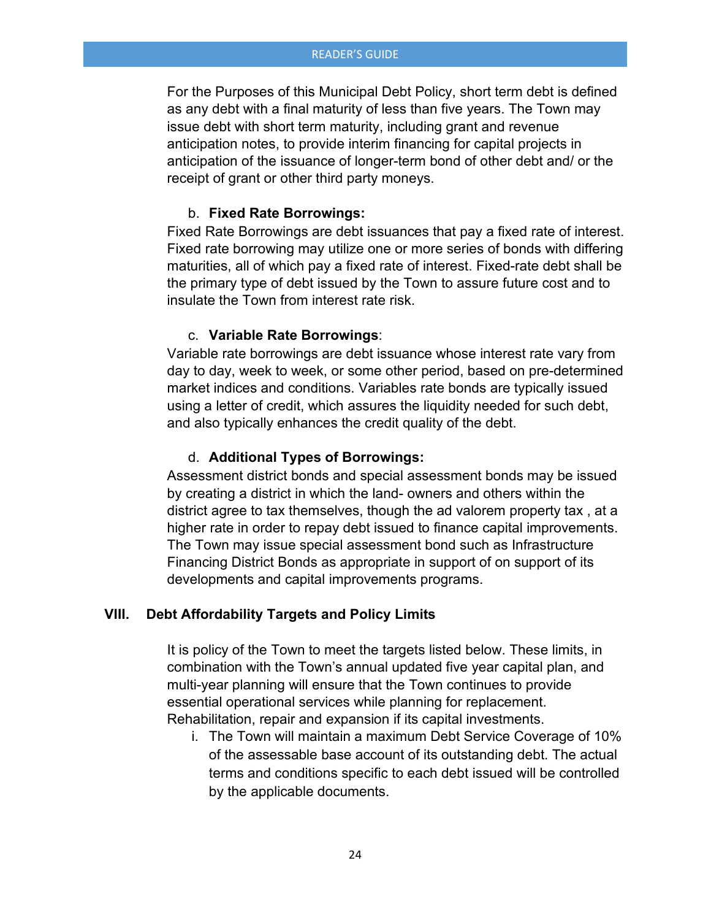For the Purposes of this Municipal Debt Policy, short term debt is defined as any debt with a final maturity of less than five years. The Town may issue debt with short term maturity, including grant and revenue anticipation notes, to provide interim financing for capital projects in anticipation of the issuance of longer-term bond of other debt and/ or the receipt of grant or other third party moneys.

b. **Fixed Rate Borrowings:**

Fixed Rate Borrowings are debt issuances that pay a fixed rate of interest. Fixed rate borrowing may utilize one or more series of bonds with differing maturities, all of which pay a fixed rate of interest. Fixed-rate debt shall be the primary type of debt issued by the Town to assure future cost and to insulate the Town from interest rate risk.

c. **Variable Rate Borrowings**:

Variable rate borrowings are debt issuance whose interest rate vary from day to day, week to week, or some other period, based on pre-determined market indices and conditions. Variables rate bonds are typically issued using a letter of credit, which assures the liquidity needed for such debt, and also typically enhances the credit quality of the debt.

d. **Additional Types of Borrowings:**

Assessment district bonds and special assessment bonds may be issued by creating a district in which the land- owners and others within the district agree to tax themselves, though the ad valorem property tax , at a higher rate in order to repay debt issued to finance capital improvements. The Town may issue special assessment bond such as Infrastructure Financing District Bonds as appropriate in support of on support of its developments and capital improvements programs.

## VIII. Debt Affordability Targets and Policy Limits

It is policy of the Town to meet the targets listed below. These limits, in combination with the Town's annual updated five year capital plan, and multi-year planning will ensure that the Town continues to provide essential operational services while planning for replacement. Rehabilitation, repair and expansion if its capital investments.

i. The Town will maintain a maximum Debt Service Coverage of 10% of the assessable base account of its outstanding debt. The actual terms and conditions specific to each debt issued will be controlled by the applicable documents.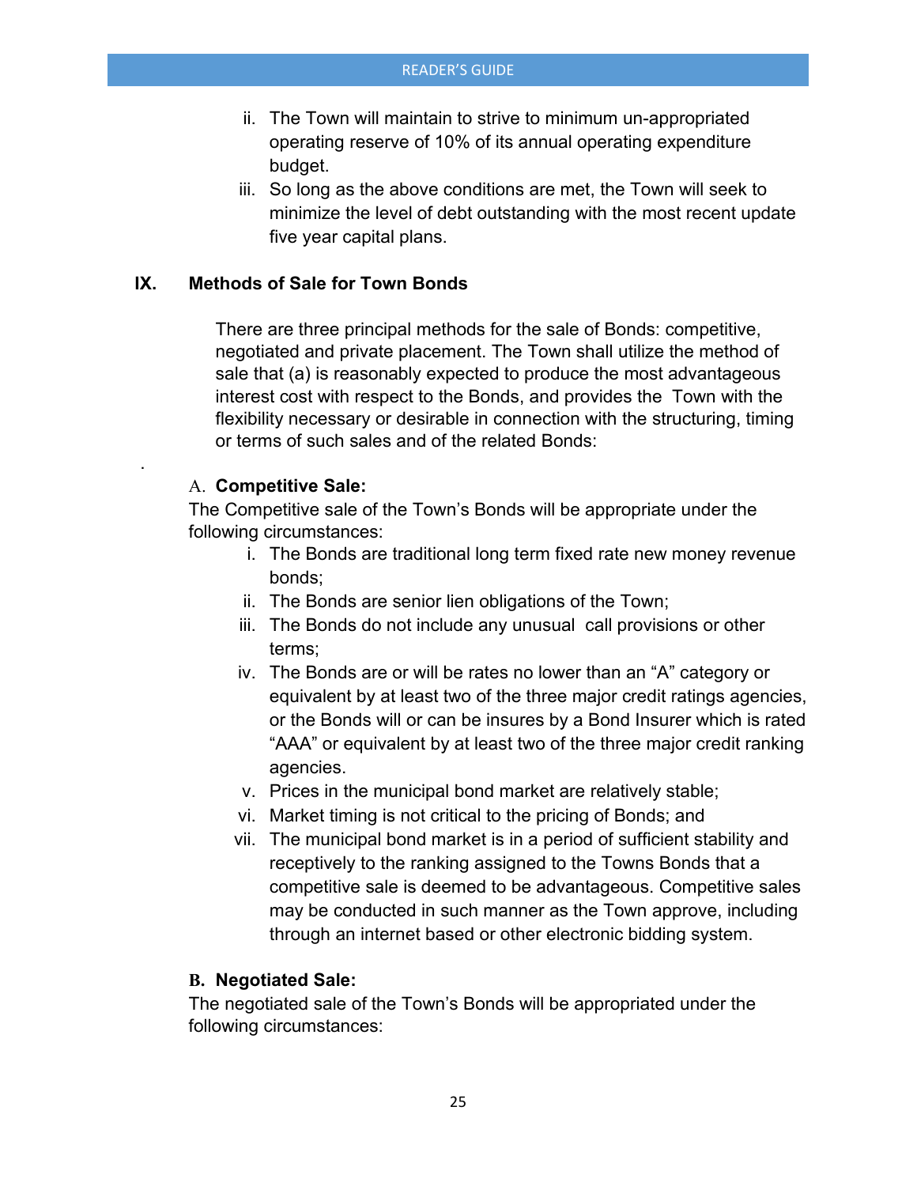ii. The Town will maintain to strive to minimum un-appropriated operating reserve of 10% of its annual operating expenditure budget.

iii. So long as the above conditions are met, the Town will seek to minimize the level of debt outstanding with the most recent update five year capital plans.

## IX. Methods of Sale for Town Bonds

There are three principal methods for the sale of Bonds: competitive, negotiated and private placement. The Town shall utilize the method of sale that (a) is reasonably expected to produce the most advantageous interest cost with respect to the Bonds, and provides the Town with the flexibility necessary or desirable in connection with the structuring, timing or terms of such sales and of the related Bonds:

.

### A. Competitive Sale:

The Competitive sale of the Town's Bonds will be appropriate under the following circumstances:

i. The Bonds are traditional long term fixed rate new money revenue bonds;

ii. The Bonds are senior lien obligations of the Town;

iii. The Bonds do not include any unusual call provisions or other terms;

iv. The Bonds are or will be rates no lower than an "A" category or equivalent by at least two of the three major credit ratings agencies, or the Bonds will or can be insures by a Bond Insurer which is rated "AAA" or equivalent by at least two of the three major credit ranking agencies.

v. Prices in the municipal bond market are relatively stable;

vi. Market timing is not critical to the pricing of Bonds; and

vii. The municipal bond market is in a period of sufficient stability and receptively to the ranking assigned to the Towns Bonds that a competitive sale is deemed to be advantageous. Competitive sales may be conducted in such manner as the Town approve, including through an internet based or other electronic bidding system.

### B. Negotiated Sale:

The negotiated sale of the Town's Bonds will be appropriated under the following circumstances: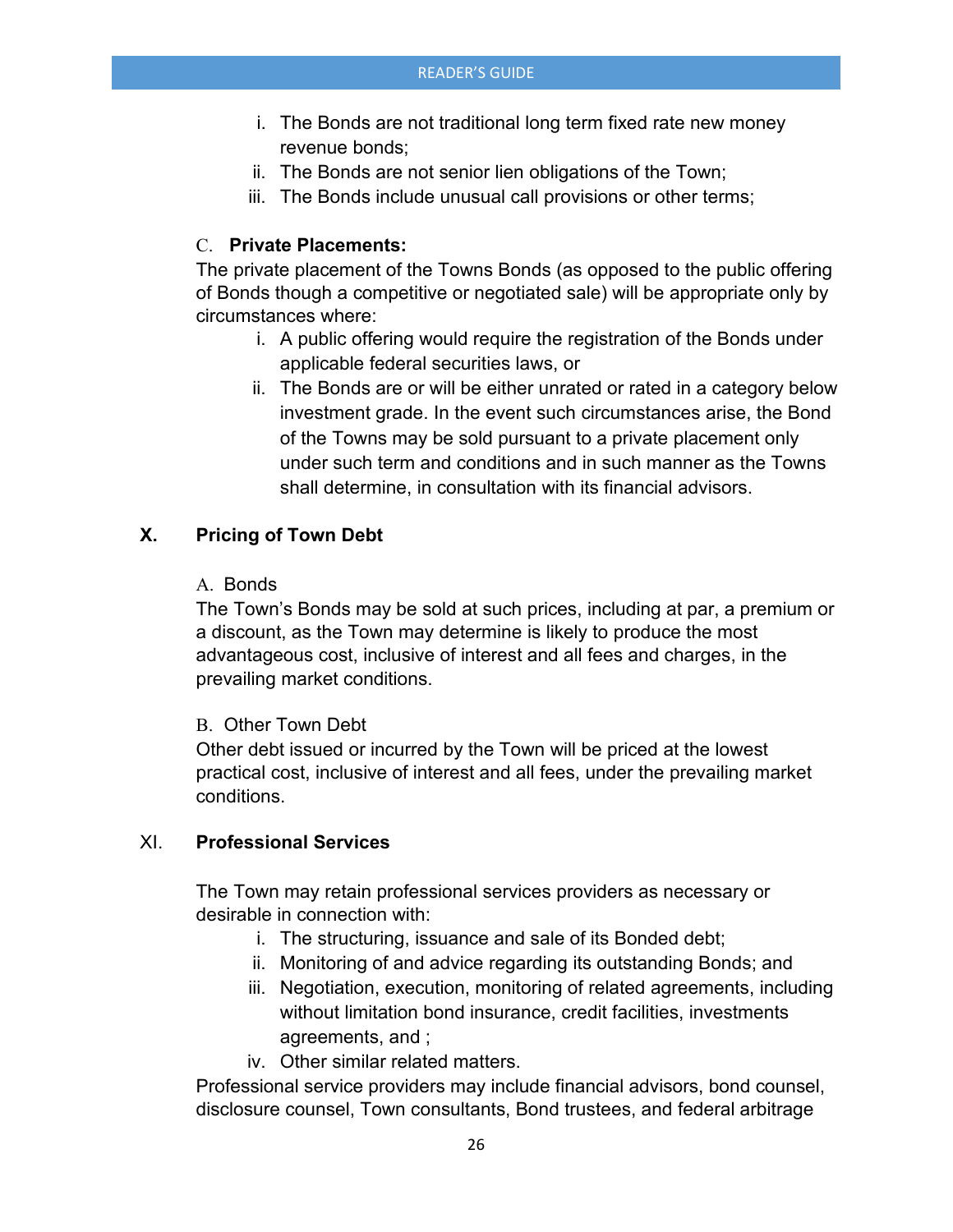i. The Bonds are not traditional long term fixed rate new money revenue bonds;
ii. The Bonds are not senior lien obligations of the Town;
iii. The Bonds include unusual call provisions or other terms;

C. **Private Placements:**

The private placement of the Towns Bonds (as opposed to the public offering of Bonds though a competitive or negotiated sale) will be appropriate only by circumstances where:

i. A public offering would require the registration of the Bonds under applicable federal securities laws, or
ii. The Bonds are or will be either unrated or rated in a category below investment grade. In the event such circumstances arise, the Bond of the Towns may be sold pursuant to a private placement only under such term and conditions and in such manner as the Towns shall determine, in consultation with its financial advisors.

## X. Pricing of Town Debt

A. Bonds

The Town's Bonds may be sold at such prices, including at par, a premium or a discount, as the Town may determine is likely to produce the most advantageous cost, inclusive of interest and all fees and charges, in the prevailing market conditions.

B. Other Town Debt

Other debt issued or incurred by the Town will be priced at the lowest practical cost, inclusive of interest and all fees, under the prevailing market conditions.

## XI. Professional Services

The Town may retain professional services providers as necessary or desirable in connection with:

i. The structuring, issuance and sale of its Bonded debt;
ii. Monitoring of and advice regarding its outstanding Bonds; and
iii. Negotiation, execution, monitoring of related agreements, including without limitation bond insurance, credit facilities, investments agreements, and ;
iv. Other similar related matters.

Professional service providers may include financial advisors, bond counsel, disclosure counsel, Town consultants, Bond trustees, and federal arbitrage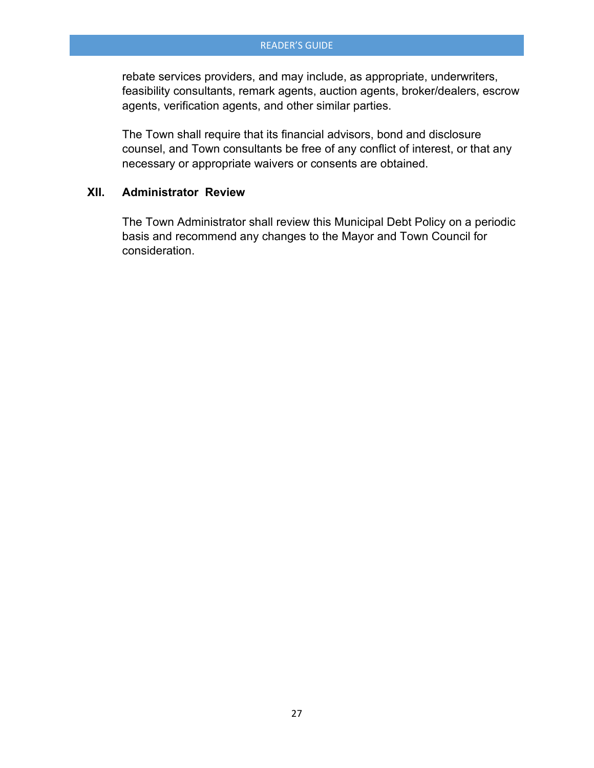rebate services providers, and may include, as appropriate, underwriters, feasibility consultants, remark agents, auction agents, broker/dealers, escrow agents, verification agents, and other similar parties.

The Town shall require that its financial advisors, bond and disclosure counsel, and Town consultants be free of any conflict of interest, or that any necessary or appropriate waivers or consents are obtained.

## XII. Administrator Review

The Town Administrator shall review this Municipal Debt Policy on a periodic basis and recommend any changes to the Mayor and Town Council for consideration.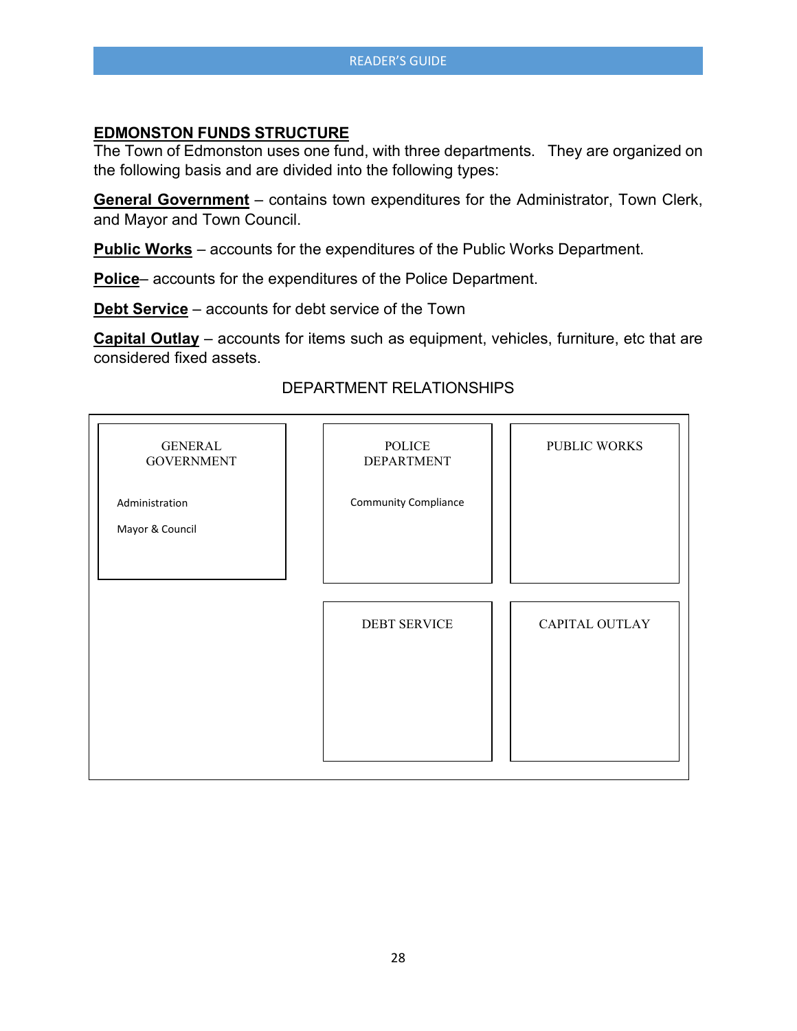## EDMONSTON FUNDS STRUCTURE

The Town of Edmonston uses one fund, with three departments. They are organized on the following basis and are divided into the following types:

**General Government** – contains town expenditures for the Administrator, Town Clerk, and Mayor and Town Council.

**Public Works** – accounts for the expenditures of the Public Works Department.

**Police**– accounts for the expenditures of the Police Department.

**Debt Service** – accounts for debt service of the Town

**Capital Outlay** – accounts for items such as equipment, vehicles, furniture, etc that are considered fixed assets.

DEPARTMENT RELATIONSHIPS

| GENERAL GOVERNMENT | POLICE DEPARTMENT | PUBLIC WORKS |
|---|---|---|
| Administration<br>Mayor & Council | Community Compliance | |
| | DEBT SERVICE | CAPITAL OUTLAY |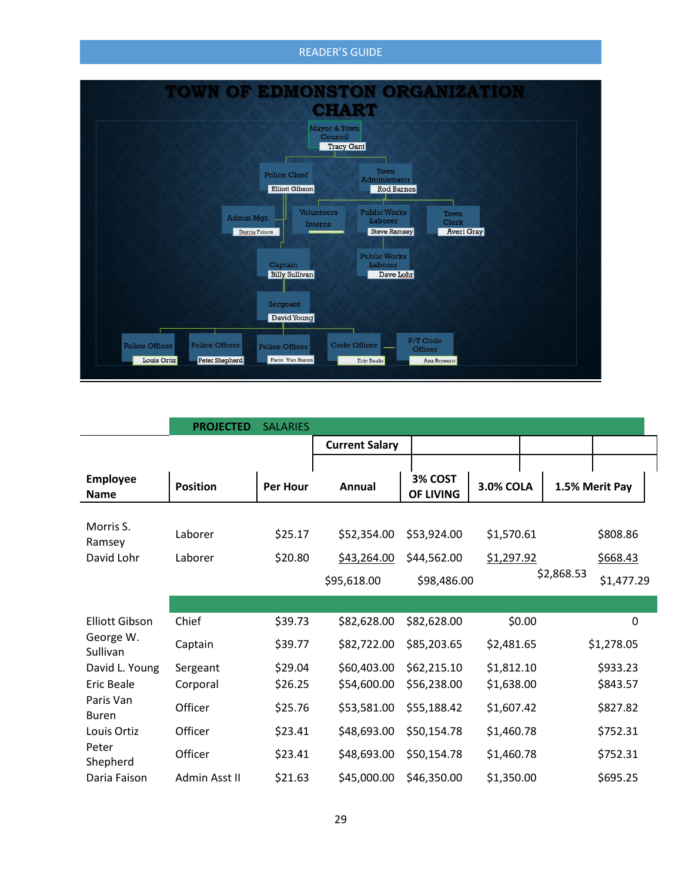READER'S GUIDE

# TOWN OF EDMONSTON ORGANIZATION CHART

- Mayor & Town Council — Tracy Gant
  - Police Chief — Elliott Gibson
    - Admin Mgr. — Derria Faison
    - Volunteers Interns
    - Captain — Billy Sullivan
      - Sergeant — David Young
        - Police Officer — Louis Ortiz
        - Police Officer — Peter Shepherd
        - Police Officer — Paris Van Buren
        - Code Officer — Eric Beale
        - P/T Code Officer — Ana Romero
  - Town Administrator — Rod Barnes
    - Public Works Laborer — Steve Ramsey
    - Public Works Laborer — Dave Lohr
    - Town Clerk — Averi Gray

## PROJECTED SALARIES

| Employee Name | Position | Per Hour | Current Salary Annual | 3% COST OF LIVING | 3.0% COLA | 1.5% Merit Pay |
|---|---|---|---|---|---|---|
| Morris S. Ramsey | Laborer | $25.17 | $52,354.00 | $53,924.00 | $1,570.61 | $808.86 |
| David Lohr | Laborer | $20.80 | $43,264.00 | $44,562.00 | $1,297.92 | $668.43 |
| | | | $95,618.00 | $98,486.00 | $2,868.53 | $1,477.29 |
| | | | | | | |
| Elliott Gibson | Chief | $39.73 | $82,628.00 | $82,628.00 | $0.00 | 0 |
| George W. Sullivan | Captain | $39.77 | $82,722.00 | $85,203.65 | $2,481.65 | $1,278.05 |
| David L. Young | Sergeant | $29.04 | $60,403.00 | $62,215.10 | $1,812.10 | $933.23 |
| Eric Beale | Corporal | $26.25 | $54,600.00 | $56,238.00 | $1,638.00 | $843.57 |
| Paris Van Buren | Officer | $25.76 | $53,581.00 | $55,188.42 | $1,607.42 | $827.82 |
| Louis Ortiz | Officer | $23.41 | $48,693.00 | $50,154.78 | $1,460.78 | $752.31 |
| Peter Shepherd | Officer | $23.41 | $48,693.00 | $50,154.78 | $1,460.78 | $752.31 |
| Daria Faison | Admin Asst II | $21.63 | $45,000.00 | $46,350.00 | $1,350.00 | $695.25 |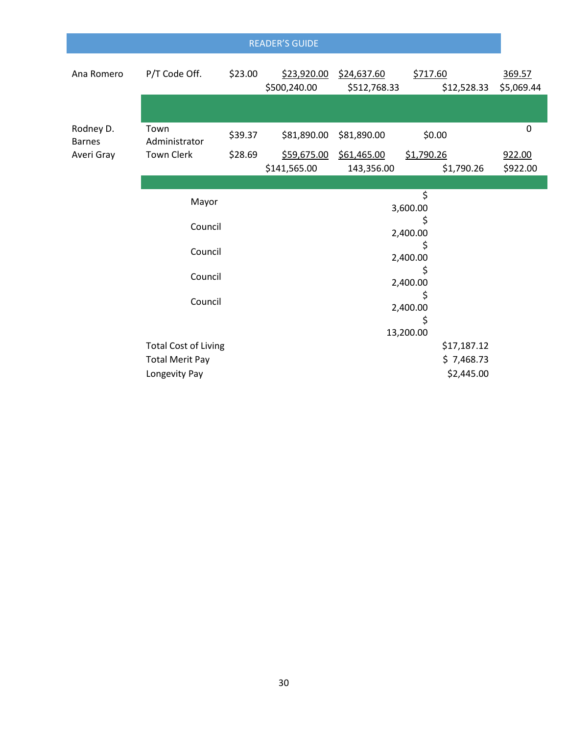## READER'S GUIDE

| | | | | | | |
|---|---|---|---|---|---|---|
| Ana Romero | P/T Code Off. | $23.00 | $23,920.00 | $24,637.60 | $717.60 | 369.57 |
| | | | $500,240.00 | $512,768.33 | $12,528.33 | $5,069.44 |
| | | | | | | |
| Rodney D. Barnes | Town Administrator | $39.37 | $81,890.00 | $81,890.00 | $0.00 | 0 |
| Averi Gray | Town Clerk | $28.69 | $59,675.00 | $61,465.00 | $1,790.26 | 922.00 |
| | | | $141,565.00 | 143,356.00 | $1,790.26 | $922.00 |
| | | | | | | |
| | Mayor | | | | $ 3,600.00 | |
| | Council | | | | $ 2,400.00 | |
| | Council | | | | $ 2,400.00 | |
| | Council | | | | $ 2,400.00 | |
| | Council | | | | $ 2,400.00 | |
| | | | | | $ 13,200.00 | |
| | Total Cost of Living | | | | $17,187.12 | |
| | Total Merit Pay | | | | $ 7,468.73 | |
| | Longevity Pay | | | | $2,445.00 | |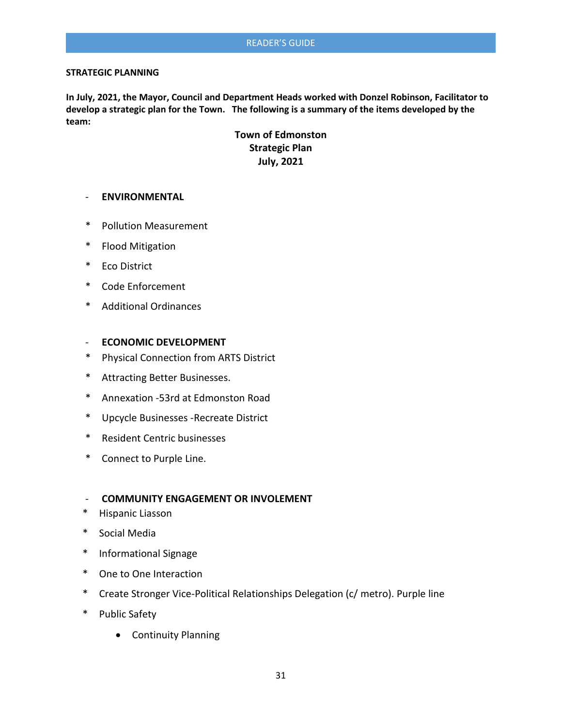**STRATEGIC PLANNING**

**In July, 2021, the Mayor, Council and Department Heads worked with Donzel Robinson, Facilitator to develop a strategic plan for the Town. The following is a summary of the items developed by the team:**

**Town of Edmonston**
**Strategic Plan**
**July, 2021**

- **ENVIRONMENTAL**

* Pollution Measurement
* Flood Mitigation
* Eco District
* Code Enforcement
* Additional Ordinances

- **ECONOMIC DEVELOPMENT**

* Physical Connection from ARTS District
* Attracting Better Businesses.
* Annexation -53rd at Edmonston Road
* Upcycle Businesses -Recreate District
* Resident Centric businesses
* Connect to Purple Line.

- **COMMUNITY ENGAGEMENT OR INVOLEMENT**

* Hispanic Liasson
* Social Media
* Informational Signage
* One to One Interaction
* Create Stronger Vice-Political Relationships Delegation (c/ metro). Purple line
* Public Safety
    - Continuity Planning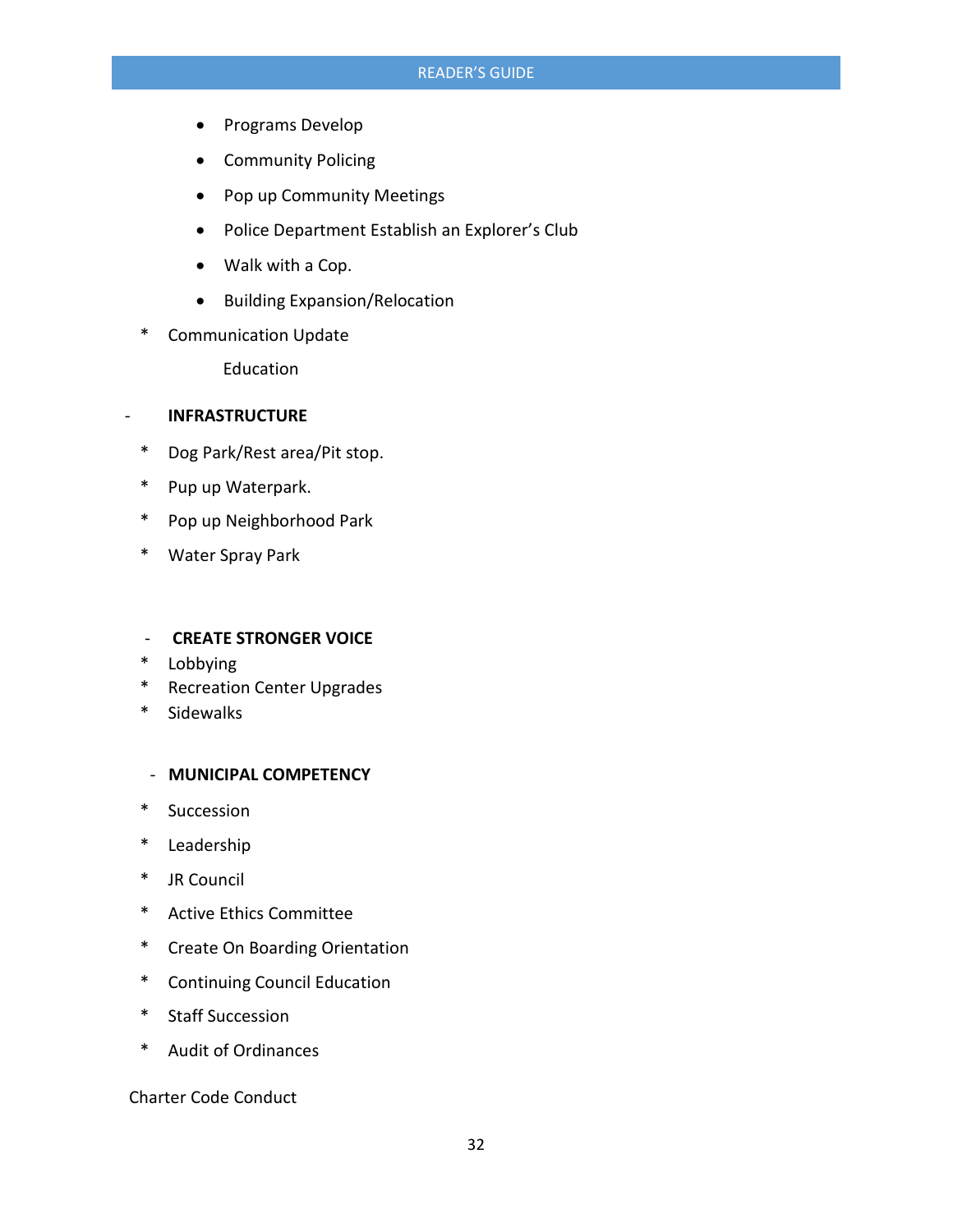- Programs Develop
- Community Policing
- Pop up Community Meetings
- Police Department Establish an Explorer's Club
- Walk with a Cop.
- Building Expansion/Relocation

* Communication Update

  Education

- **INFRASTRUCTURE**

* Dog Park/Rest area/Pit stop.
* Pup up Waterpark.
* Pop up Neighborhood Park
* Water Spray Park

- **CREATE STRONGER VOICE**

* Lobbying
* Recreation Center Upgrades
* Sidewalks

- **MUNICIPAL COMPETENCY**

* Succession
* Leadership
* JR Council
* Active Ethics Committee
* Create On Boarding Orientation
* Continuing Council Education
* Staff Succession
* Audit of Ordinances

Charter Code Conduct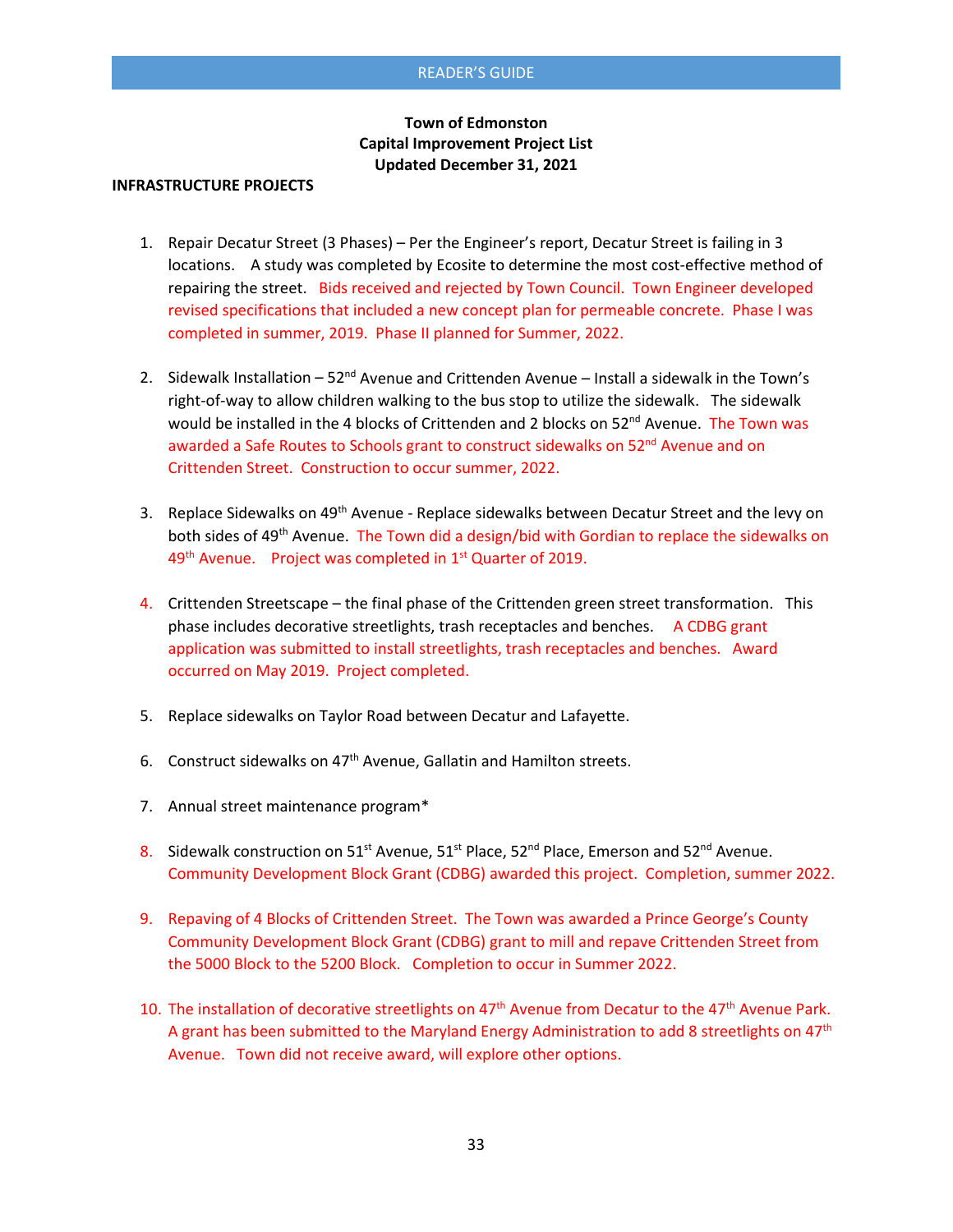# Town of Edmonston
## Capital Improvement Project List
### Updated December 31, 2021

**INFRASTRUCTURE PROJECTS**

1. Repair Decatur Street (3 Phases) – Per the Engineer's report, Decatur Street is failing in 3 locations. A study was completed by Ecosite to determine the most cost-effective method of repairing the street. Bids received and rejected by Town Council. Town Engineer developed revised specifications that included a new concept plan for permeable concrete. Phase I was completed in summer, 2019. Phase II planned for Summer, 2022.

2. Sidewalk Installation – 52nd Avenue and Crittenden Avenue – Install a sidewalk in the Town's right-of-way to allow children walking to the bus stop to utilize the sidewalk. The sidewalk would be installed in the 4 blocks of Crittenden and 2 blocks on 52nd Avenue. The Town was awarded a Safe Routes to Schools grant to construct sidewalks on 52nd Avenue and on Crittenden Street. Construction to occur summer, 2022.

3. Replace Sidewalks on 49th Avenue - Replace sidewalks between Decatur Street and the levy on both sides of 49th Avenue. The Town did a design/bid with Gordian to replace the sidewalks on 49th Avenue. Project was completed in 1st Quarter of 2019.

4. Crittenden Streetscape – the final phase of the Crittenden green street transformation. This phase includes decorative streetlights, trash receptacles and benches. A CDBG grant application was submitted to install streetlights, trash receptacles and benches. Award occurred on May 2019. Project completed.

5. Replace sidewalks on Taylor Road between Decatur and Lafayette.

6. Construct sidewalks on 47th Avenue, Gallatin and Hamilton streets.

7. Annual street maintenance program*

8. Sidewalk construction on 51st Avenue, 51st Place, 52nd Place, Emerson and 52nd Avenue. Community Development Block Grant (CDBG) awarded this project. Completion, summer 2022.

9. Repaving of 4 Blocks of Crittenden Street. The Town was awarded a Prince George's County Community Development Block Grant (CDBG) grant to mill and repave Crittenden Street from the 5000 Block to the 5200 Block. Completion to occur in Summer 2022.

10. The installation of decorative streetlights on 47th Avenue from Decatur to the 47th Avenue Park. A grant has been submitted to the Maryland Energy Administration to add 8 streetlights on 47th Avenue. Town did not receive award, will explore other options.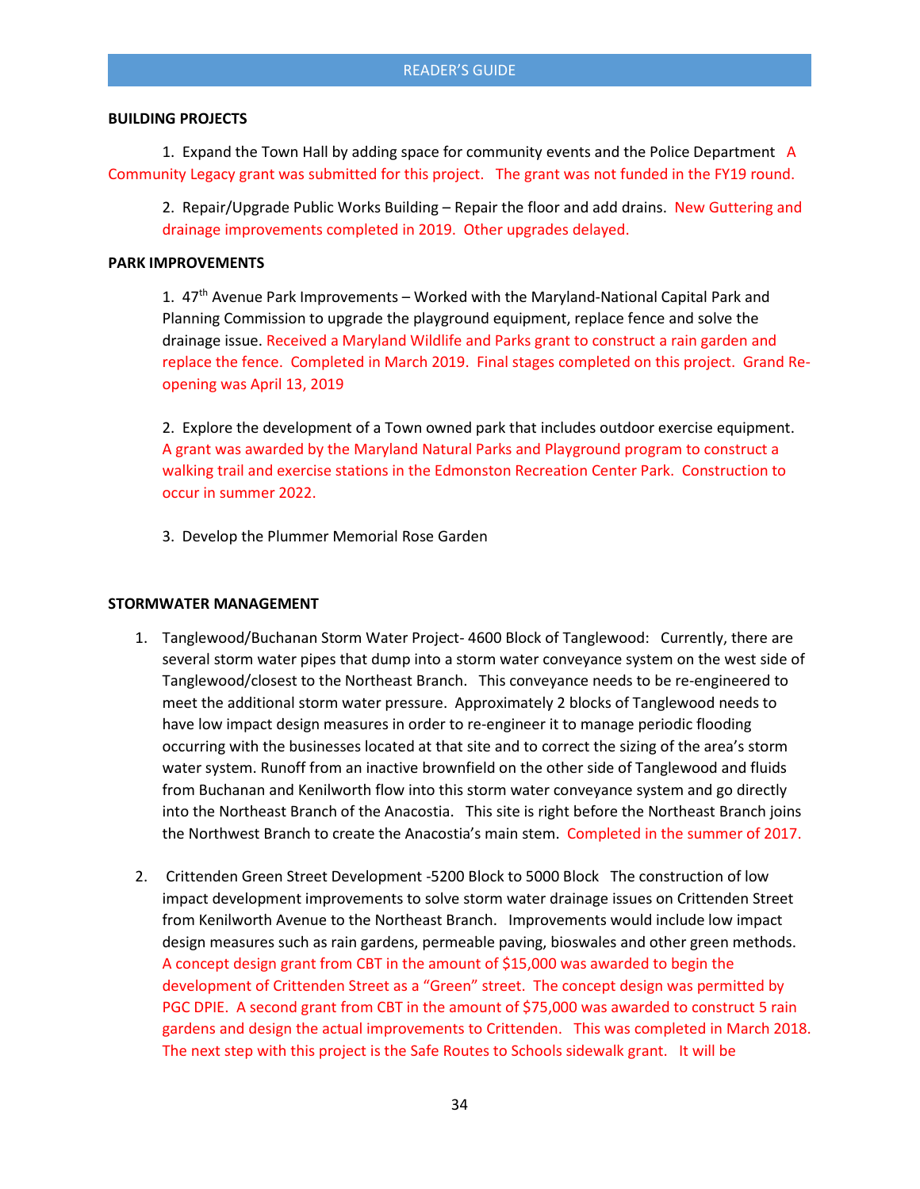**BUILDING PROJECTS**

1. Expand the Town Hall by adding space for community events and the Police Department A Community Legacy grant was submitted for this project. The grant was not funded in the FY19 round.

2. Repair/Upgrade Public Works Building – Repair the floor and add drains. New Guttering and drainage improvements completed in 2019. Other upgrades delayed.

**PARK IMPROVEMENTS**

1. 47th Avenue Park Improvements – Worked with the Maryland-National Capital Park and Planning Commission to upgrade the playground equipment, replace fence and solve the drainage issue. Received a Maryland Wildlife and Parks grant to construct a rain garden and replace the fence. Completed in March 2019. Final stages completed on this project. Grand Re-opening was April 13, 2019

2. Explore the development of a Town owned park that includes outdoor exercise equipment. A grant was awarded by the Maryland Natural Parks and Playground program to construct a walking trail and exercise stations in the Edmonston Recreation Center Park. Construction to occur in summer 2022.

3. Develop the Plummer Memorial Rose Garden

**STORMWATER MANAGEMENT**

1. Tanglewood/Buchanan Storm Water Project- 4600 Block of Tanglewood: Currently, there are several storm water pipes that dump into a storm water conveyance system on the west side of Tanglewood/closest to the Northeast Branch. This conveyance needs to be re-engineered to meet the additional storm water pressure. Approximately 2 blocks of Tanglewood needs to have low impact design measures in order to re-engineer it to manage periodic flooding occurring with the businesses located at that site and to correct the sizing of the area's storm water system. Runoff from an inactive brownfield on the other side of Tanglewood and fluids from Buchanan and Kenilworth flow into this storm water conveyance system and go directly into the Northeast Branch of the Anacostia. This site is right before the Northeast Branch joins the Northwest Branch to create the Anacostia's main stem. Completed in the summer of 2017.

2. Crittenden Green Street Development -5200 Block to 5000 Block The construction of low impact development improvements to solve storm water drainage issues on Crittenden Street from Kenilworth Avenue to the Northeast Branch. Improvements would include low impact design measures such as rain gardens, permeable paving, bioswales and other green methods. A concept design grant from CBT in the amount of $15,000 was awarded to begin the development of Crittenden Street as a "Green" street. The concept design was permitted by PGC DPIE. A second grant from CBT in the amount of $75,000 was awarded to construct 5 rain gardens and design the actual improvements to Crittenden. This was completed in March 2018. The next step with this project is the Safe Routes to Schools sidewalk grant. It will be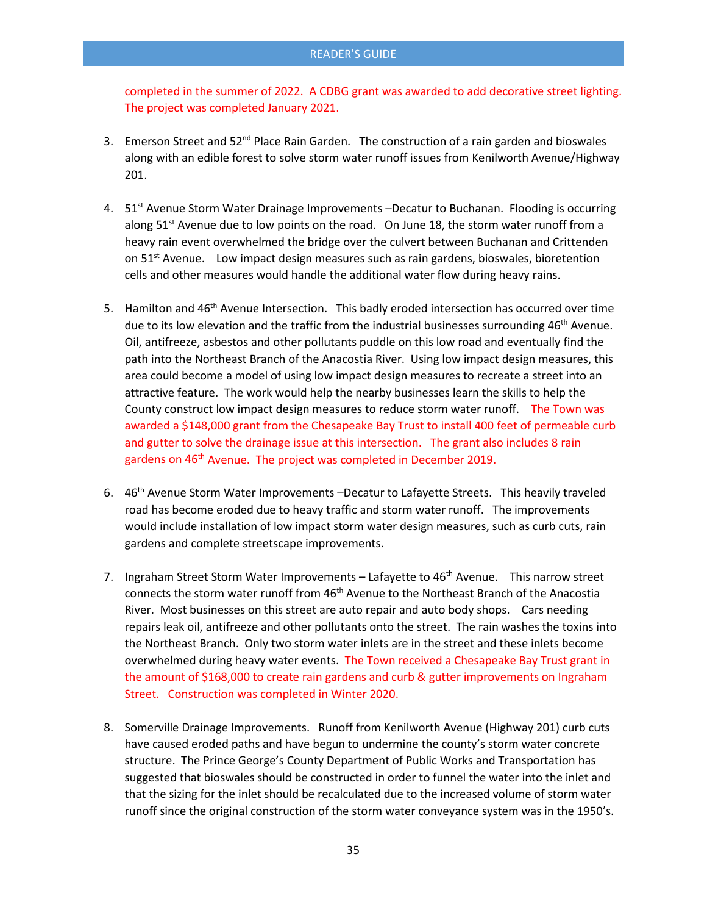completed in the summer of 2022. A CDBG grant was awarded to add decorative street lighting. The project was completed January 2021.

3. Emerson Street and 52nd Place Rain Garden. The construction of a rain garden and bioswales along with an edible forest to solve storm water runoff issues from Kenilworth Avenue/Highway 201.

4. 51st Avenue Storm Water Drainage Improvements –Decatur to Buchanan. Flooding is occurring along 51st Avenue due to low points on the road. On June 18, the storm water runoff from a heavy rain event overwhelmed the bridge over the culvert between Buchanan and Crittenden on 51st Avenue. Low impact design measures such as rain gardens, bioswales, bioretention cells and other measures would handle the additional water flow during heavy rains.

5. Hamilton and 46th Avenue Intersection. This badly eroded intersection has occurred over time due to its low elevation and the traffic from the industrial businesses surrounding 46th Avenue. Oil, antifreeze, asbestos and other pollutants puddle on this low road and eventually find the path into the Northeast Branch of the Anacostia River. Using low impact design measures, this area could become a model of using low impact design measures to recreate a street into an attractive feature. The work would help the nearby businesses learn the skills to help the County construct low impact design measures to reduce storm water runoff. The Town was awarded a $148,000 grant from the Chesapeake Bay Trust to install 400 feet of permeable curb and gutter to solve the drainage issue at this intersection. The grant also includes 8 rain gardens on 46th Avenue. The project was completed in December 2019.

6. 46th Avenue Storm Water Improvements –Decatur to Lafayette Streets. This heavily traveled road has become eroded due to heavy traffic and storm water runoff. The improvements would include installation of low impact storm water design measures, such as curb cuts, rain gardens and complete streetscape improvements.

7. Ingraham Street Storm Water Improvements – Lafayette to 46th Avenue. This narrow street connects the storm water runoff from 46th Avenue to the Northeast Branch of the Anacostia River. Most businesses on this street are auto repair and auto body shops. Cars needing repairs leak oil, antifreeze and other pollutants onto the street. The rain washes the toxins into the Northeast Branch. Only two storm water inlets are in the street and these inlets become overwhelmed during heavy water events. The Town received a Chesapeake Bay Trust grant in the amount of $168,000 to create rain gardens and curb & gutter improvements on Ingraham Street. Construction was completed in Winter 2020.

8. Somerville Drainage Improvements. Runoff from Kenilworth Avenue (Highway 201) curb cuts have caused eroded paths and have begun to undermine the county's storm water concrete structure. The Prince George's County Department of Public Works and Transportation has suggested that bioswales should be constructed in order to funnel the water into the inlet and that the sizing for the inlet should be recalculated due to the increased volume of storm water runoff since the original construction of the storm water conveyance system was in the 1950's.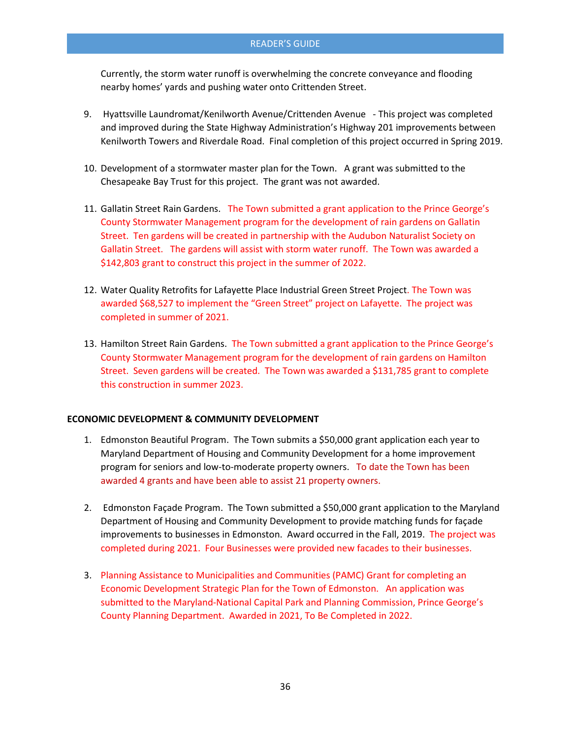Currently, the storm water runoff is overwhelming the concrete conveyance and flooding nearby homes' yards and pushing water onto Crittenden Street.

9. Hyattsville Laundromat/Kenilworth Avenue/Crittenden Avenue - This project was completed and improved during the State Highway Administration's Highway 201 improvements between Kenilworth Towers and Riverdale Road. Final completion of this project occurred in Spring 2019.

10. Development of a stormwater master plan for the Town. A grant was submitted to the Chesapeake Bay Trust for this project. The grant was not awarded.

11. Gallatin Street Rain Gardens. The Town submitted a grant application to the Prince George's County Stormwater Management program for the development of rain gardens on Gallatin Street. Ten gardens will be created in partnership with the Audubon Naturalist Society on Gallatin Street. The gardens will assist with storm water runoff. The Town was awarded a $142,803 grant to construct this project in the summer of 2022.

12. Water Quality Retrofits for Lafayette Place Industrial Green Street Project. The Town was awarded $68,527 to implement the "Green Street" project on Lafayette. The project was completed in summer of 2021.

13. Hamilton Street Rain Gardens. The Town submitted a grant application to the Prince George's County Stormwater Management program for the development of rain gardens on Hamilton Street. Seven gardens will be created. The Town was awarded a $131,785 grant to complete this construction in summer 2023.

**ECONOMIC DEVELOPMENT & COMMUNITY DEVELOPMENT**

1. Edmonston Beautiful Program. The Town submits a $50,000 grant application each year to Maryland Department of Housing and Community Development for a home improvement program for seniors and low-to-moderate property owners. To date the Town has been awarded 4 grants and have been able to assist 21 property owners.

2. Edmonston Façade Program. The Town submitted a $50,000 grant application to the Maryland Department of Housing and Community Development to provide matching funds for façade improvements to businesses in Edmonston. Award occurred in the Fall, 2019. The project was completed during 2021. Four Businesses were provided new facades to their businesses.

3. Planning Assistance to Municipalities and Communities (PAMC) Grant for completing an Economic Development Strategic Plan for the Town of Edmonston. An application was submitted to the Maryland-National Capital Park and Planning Commission, Prince George's County Planning Department. Awarded in 2021, To Be Completed in 2022.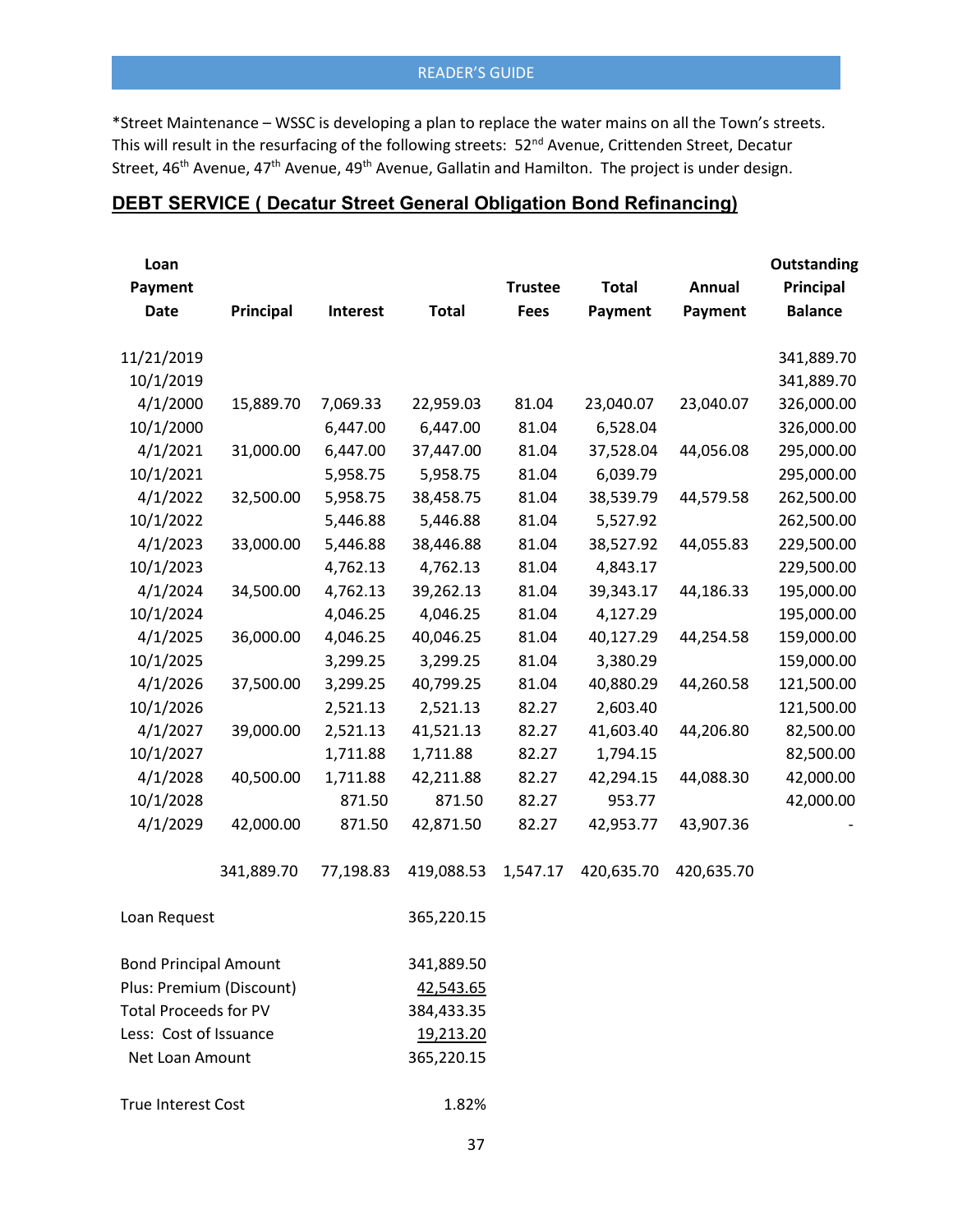*Street Maintenance – WSSC is developing a plan to replace the water mains on all the Town's streets. This will result in the resurfacing of the following streets: 52nd Avenue, Crittenden Street, Decatur Street, 46th Avenue, 47th Avenue, 49th Avenue, Gallatin and Hamilton. The project is under design.

## DEBT SERVICE ( Decatur Street General Obligation Bond Refinancing)

| Loan Payment Date | Principal | Interest | Total | Trustee Fees | Total Payment | Annual Payment | Outstanding Principal Balance |
|---|---|---|---|---|---|---|---|
| 11/21/2019 | | | | | | | 341,889.70 |
| 10/1/2019 | | | | | | | 341,889.70 |
| 4/1/2000 | 15,889.70 | 7,069.33 | 22,959.03 | 81.04 | 23,040.07 | 23,040.07 | 326,000.00 |
| 10/1/2000 | | 6,447.00 | 6,447.00 | 81.04 | 6,528.04 | | 326,000.00 |
| 4/1/2021 | 31,000.00 | 6,447.00 | 37,447.00 | 81.04 | 37,528.04 | 44,056.08 | 295,000.00 |
| 10/1/2021 | | 5,958.75 | 5,958.75 | 81.04 | 6,039.79 | | 295,000.00 |
| 4/1/2022 | 32,500.00 | 5,958.75 | 38,458.75 | 81.04 | 38,539.79 | 44,579.58 | 262,500.00 |
| 10/1/2022 | | 5,446.88 | 5,446.88 | 81.04 | 5,527.92 | | 262,500.00 |
| 4/1/2023 | 33,000.00 | 5,446.88 | 38,446.88 | 81.04 | 38,527.92 | 44,055.83 | 229,500.00 |
| 10/1/2023 | | 4,762.13 | 4,762.13 | 81.04 | 4,843.17 | | 229,500.00 |
| 4/1/2024 | 34,500.00 | 4,762.13 | 39,262.13 | 81.04 | 39,343.17 | 44,186.33 | 195,000.00 |
| 10/1/2024 | | 4,046.25 | 4,046.25 | 81.04 | 4,127.29 | | 195,000.00 |
| 4/1/2025 | 36,000.00 | 4,046.25 | 40,046.25 | 81.04 | 40,127.29 | 44,254.58 | 159,000.00 |
| 10/1/2025 | | 3,299.25 | 3,299.25 | 81.04 | 3,380.29 | | 159,000.00 |
| 4/1/2026 | 37,500.00 | 3,299.25 | 40,799.25 | 81.04 | 40,880.29 | 44,260.58 | 121,500.00 |
| 10/1/2026 | | 2,521.13 | 2,521.13 | 82.27 | 2,603.40 | | 121,500.00 |
| 4/1/2027 | 39,000.00 | 2,521.13 | 41,521.13 | 82.27 | 41,603.40 | 44,206.80 | 82,500.00 |
| 10/1/2027 | | 1,711.88 | 1,711.88 | 82.27 | 1,794.15 | | 82,500.00 |
| 4/1/2028 | 40,500.00 | 1,711.88 | 42,211.88 | 82.27 | 42,294.15 | 44,088.30 | 42,000.00 |
| 10/1/2028 | | 871.50 | 871.50 | 82.27 | 953.77 | | 42,000.00 |
| 4/1/2029 | 42,000.00 | 871.50 | 42,871.50 | 82.27 | 42,953.77 | 43,907.36 | - |
| | 341,889.70 | 77,198.83 | 419,088.53 | 1,547.17 | 420,635.70 | 420,635.70 | |

| | |
|---|---|
| Loan Request | 365,220.15 |
| | |
| Bond Principal Amount | 341,889.50 |
| Plus: Premium (Discount) | 42,543.65 |
| Total Proceeds for PV | 384,433.35 |
| Less: Cost of Issuance | 19,213.20 |
| Net Loan Amount | 365,220.15 |
| | |
| True Interest Cost | 1.82% |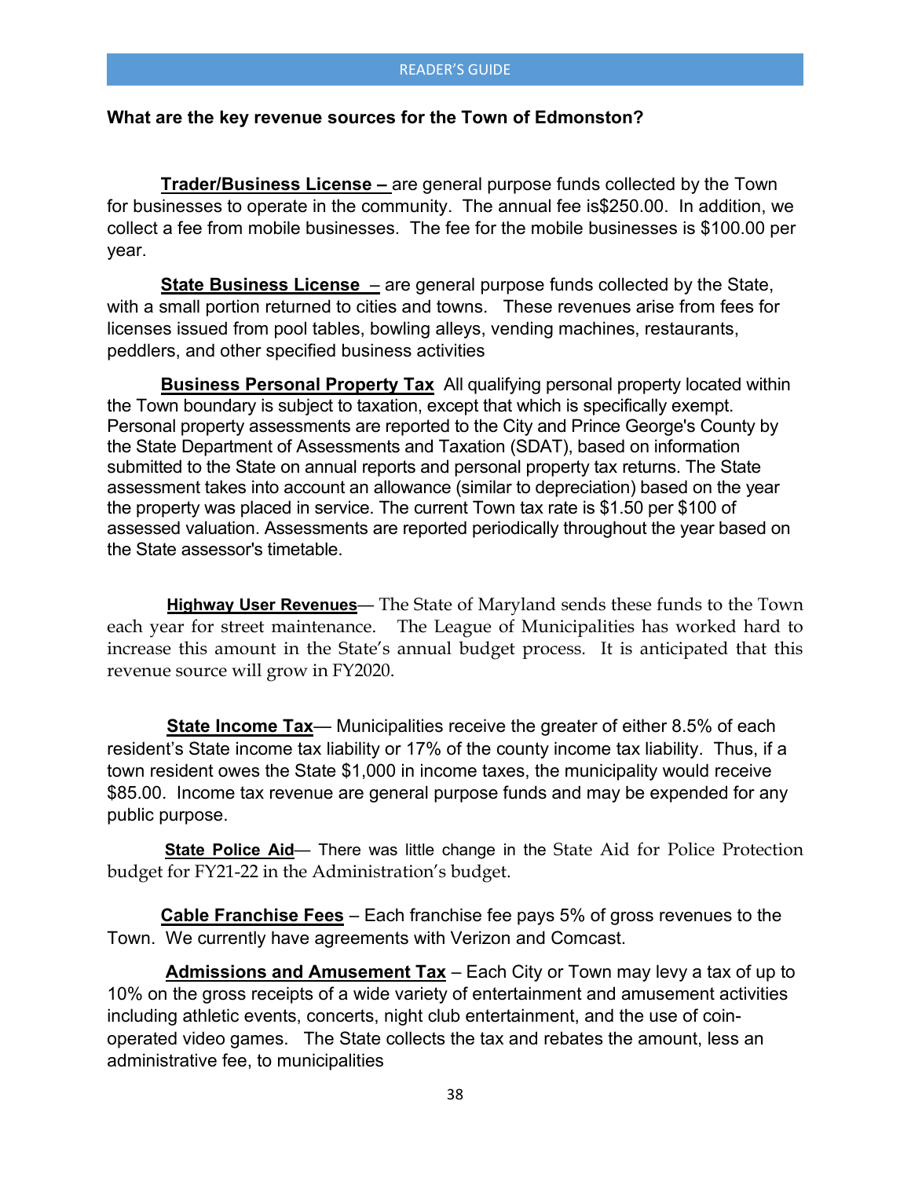### What are the key revenue sources for the Town of Edmonston?

**Trader/Business License –** are general purpose funds collected by the Town for businesses to operate in the community. The annual fee is$250.00. In addition, we collect a fee from mobile businesses. The fee for the mobile businesses is $100.00 per year.

**State Business License** – are general purpose funds collected by the State, with a small portion returned to cities and towns. These revenues arise from fees for licenses issued from pool tables, bowling alleys, vending machines, restaurants, peddlers, and other specified business activities

**Business Personal Property Tax** All qualifying personal property located within the Town boundary is subject to taxation, except that which is specifically exempt. Personal property assessments are reported to the City and Prince George's County by the State Department of Assessments and Taxation (SDAT), based on information submitted to the State on annual reports and personal property tax returns. The State assessment takes into account an allowance (similar to depreciation) based on the year the property was placed in service. The current Town tax rate is $1.50 per $100 of assessed valuation. Assessments are reported periodically throughout the year based on the State assessor's timetable.

**Highway User Revenues**— The State of Maryland sends these funds to the Town each year for street maintenance. The League of Municipalities has worked hard to increase this amount in the State's annual budget process. It is anticipated that this revenue source will grow in FY2020.

**State Income Tax**— Municipalities receive the greater of either 8.5% of each resident's State income tax liability or 17% of the county income tax liability. Thus, if a town resident owes the State $1,000 in income taxes, the municipality would receive $85.00. Income tax revenue are general purpose funds and may be expended for any public purpose.

**State Police Aid**— There was little change in the State Aid for Police Protection budget for FY21-22 in the Administration's budget.

**Cable Franchise Fees** – Each franchise fee pays 5% of gross revenues to the Town. We currently have agreements with Verizon and Comcast.

**Admissions and Amusement Tax** – Each City or Town may levy a tax of up to 10% on the gross receipts of a wide variety of entertainment and amusement activities including athletic events, concerts, night club entertainment, and the use of coin-operated video games. The State collects the tax and rebates the amount, less an administrative fee, to municipalities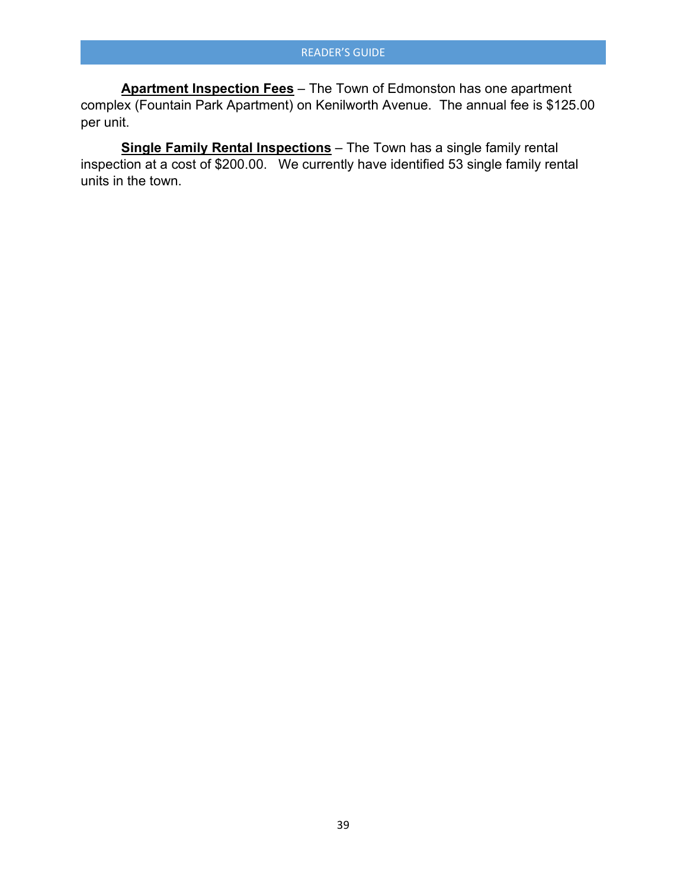**Apartment Inspection Fees** – The Town of Edmonston has one apartment complex (Fountain Park Apartment) on Kenilworth Avenue. The annual fee is $125.00 per unit.

**Single Family Rental Inspections** – The Town has a single family rental inspection at a cost of $200.00. We currently have identified 53 single family rental units in the town.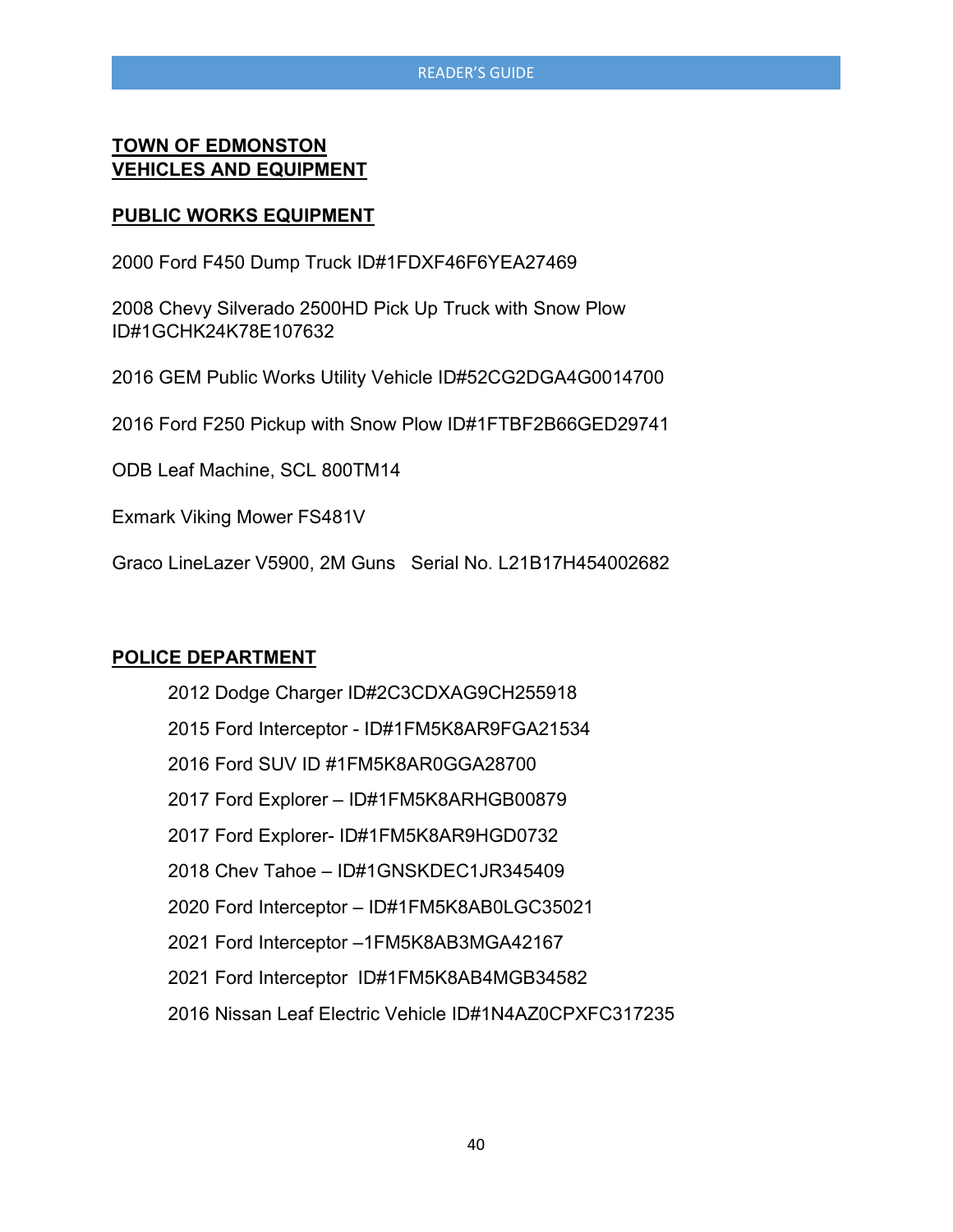**TOWN OF EDMONSTON**
**VEHICLES AND EQUIPMENT**

**PUBLIC WORKS EQUIPMENT**

2000 Ford F450 Dump Truck ID#1FDXF46F6YEA27469

2008 Chevy Silverado 2500HD Pick Up Truck with Snow Plow ID#1GCHK24K78E107632

2016 GEM Public Works Utility Vehicle ID#52CG2DGA4G0014700

2016 Ford F250 Pickup with Snow Plow ID#1FTBF2B66GED29741

ODB Leaf Machine, SCL 800TM14

Exmark Viking Mower FS481V

Graco LineLazer V5900, 2M Guns   Serial No. L21B17H454002682

**POLICE DEPARTMENT**

2012 Dodge Charger ID#2C3CDXAG9CH255918

2015 Ford Interceptor - ID#1FM5K8AR9FGA21534

2016 Ford SUV ID #1FM5K8AR0GGA28700

2017 Ford Explorer – ID#1FM5K8ARHGB00879

2017 Ford Explorer- ID#1FM5K8AR9HGD0732

2018 Chev Tahoe – ID#1GNSKDEC1JR345409

2020 Ford Interceptor – ID#1FM5K8AB0LGC35021

2021 Ford Interceptor –1FM5K8AB3MGA42167

2021 Ford Interceptor  ID#1FM5K8AB4MGB34582

2016 Nissan Leaf Electric Vehicle ID#1N4AZ0CPXFC317235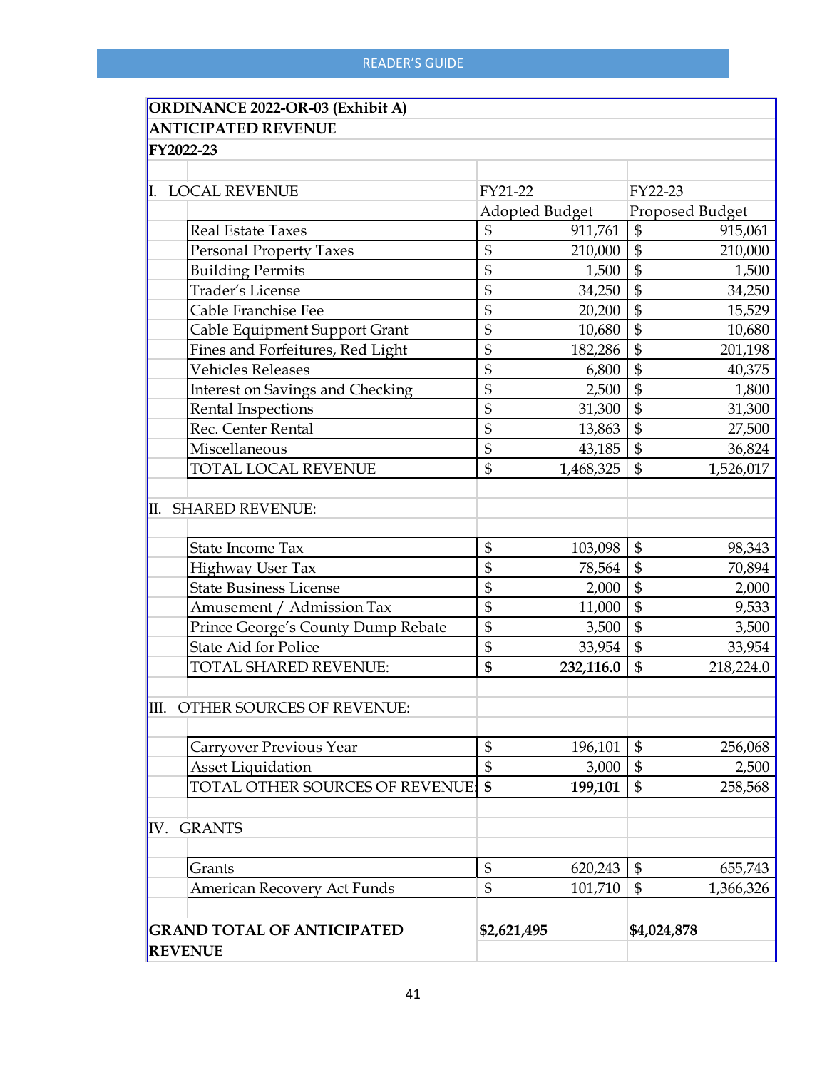## ORDINANCE 2022-OR-03 (Exhibit A)
## ANTICIPATED REVENUE
## FY2022-23

| | FY21-22 | FY22-23 |
|---|---|---|
| **I. LOCAL REVENUE** | **Adopted Budget** | **Proposed Budget** |
| Real Estate Taxes | $ 911,761 | $ 915,061 |
| Personal Property Taxes | $ 210,000 | $ 210,000 |
| Building Permits | $ 1,500 | $ 1,500 |
| Trader's License | $ 34,250 | $ 34,250 |
| Cable Franchise Fee | $ 20,200 | $ 15,529 |
| Cable Equipment Support Grant | $ 10,680 | $ 10,680 |
| Fines and Forfeitures, Red Light | $ 182,286 | $ 201,198 |
| Vehicles Releases | $ 6,800 | $ 40,375 |
| Interest on Savings and Checking | $ 2,500 | $ 1,800 |
| Rental Inspections | $ 31,300 | $ 31,300 |
| Rec. Center Rental | $ 13,863 | $ 27,500 |
| Miscellaneous | $ 43,185 | $ 36,824 |
| TOTAL LOCAL REVENUE | $ 1,468,325 | $ 1,526,017 |
| **II. SHARED REVENUE:** | | |
| State Income Tax | $ 103,098 | $ 98,343 |
| Highway User Tax | $ 78,564 | $ 70,894 |
| State Business License | $ 2,000 | $ 2,000 |
| Amusement / Admission Tax | $ 11,000 | $ 9,533 |
| Prince George's County Dump Rebate | $ 3,500 | $ 3,500 |
| State Aid for Police | $ 33,954 | $ 33,954 |
| TOTAL SHARED REVENUE: | **$ 232,116.0** | $ 218,224.0 |
| **III. OTHER SOURCES OF REVENUE:** | | |
| Carryover Previous Year | $ 196,101 | $ 256,068 |
| Asset Liquidation | $ 3,000 | $ 2,500 |
| TOTAL OTHER SOURCES OF REVENUE: | **$ 199,101** | $ 258,568 |
| **IV. GRANTS** | | |
| Grants | $ 620,243 | $ 655,743 |
| American Recovery Act Funds | $ 101,710 | $ 1,366,326 |
| **GRAND TOTAL OF ANTICIPATED REVENUE** | **$2,621,495** | **$4,024,878** |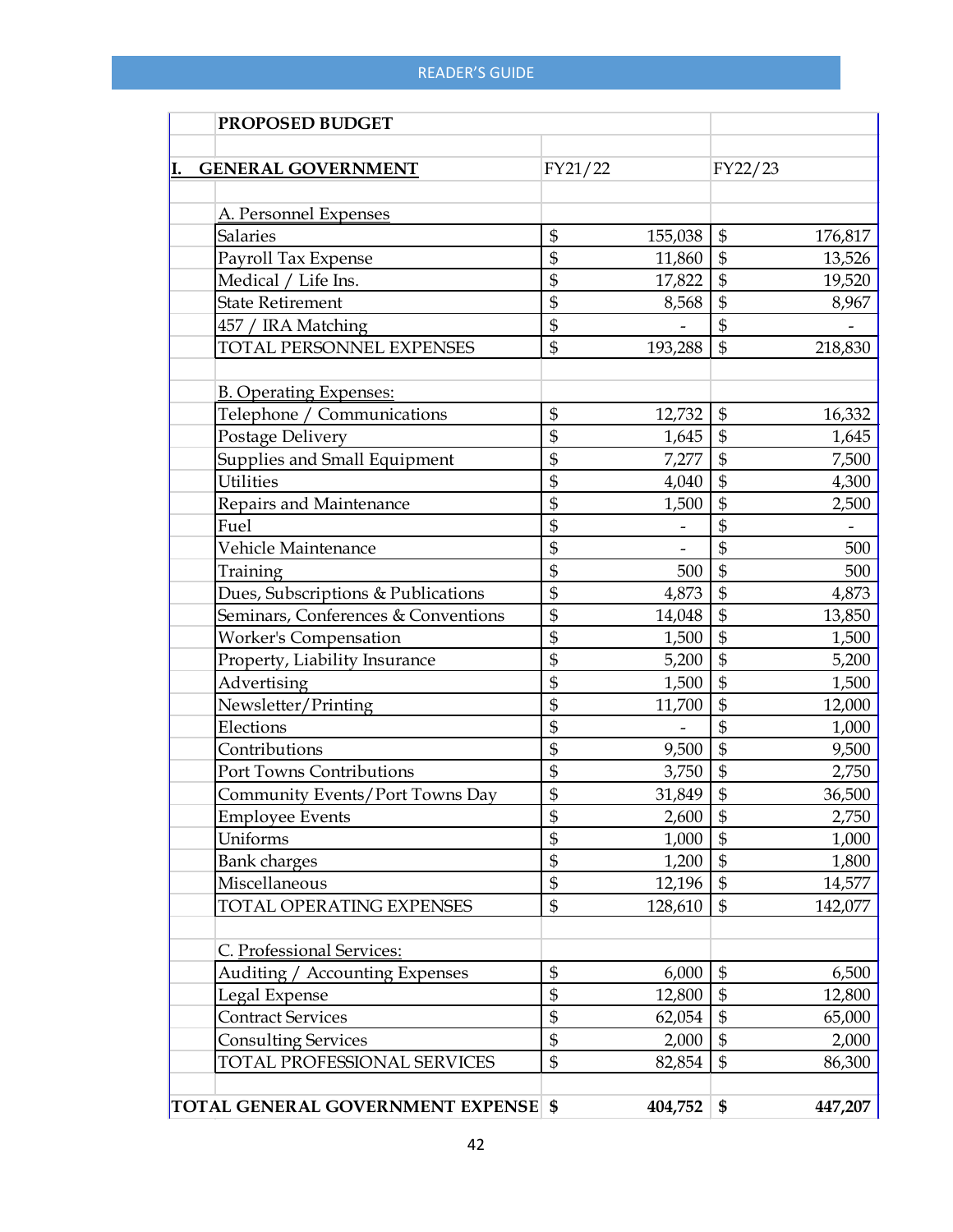| PROPOSED BUDGET | | |
|---|---|---|
| **I. GENERAL GOVERNMENT** | FY21/22 | FY22/23 |
| A. Personnel Expenses | | |
| Salaries | $ 155,038 | $ 176,817 |
| Payroll Tax Expense | $ 11,860 | $ 13,526 |
| Medical / Life Ins. | $ 17,822 | $ 19,520 |
| State Retirement | $ 8,568 | $ 8,967 |
| 457 / IRA Matching | $ - | $ - |
| TOTAL PERSONNEL EXPENSES | $ 193,288 | $ 218,830 |
| | | |
| B. Operating Expenses: | | |
| Telephone / Communications | $ 12,732 | $ 16,332 |
| Postage Delivery | $ 1,645 | $ 1,645 |
| Supplies and Small Equipment | $ 7,277 | $ 7,500 |
| Utilities | $ 4,040 | $ 4,300 |
| Repairs and Maintenance | $ 1,500 | $ 2,500 |
| Fuel | $ - | $ - |
| Vehicle Maintenance | $ - | $ 500 |
| Training | $ 500 | $ 500 |
| Dues, Subscriptions & Publications | $ 4,873 | $ 4,873 |
| Seminars, Conferences & Conventions | $ 14,048 | $ 13,850 |
| Worker's Compensation | $ 1,500 | $ 1,500 |
| Property, Liability Insurance | $ 5,200 | $ 5,200 |
| Advertising | $ 1,500 | $ 1,500 |
| Newsletter/Printing | $ 11,700 | $ 12,000 |
| Elections | $ - | $ 1,000 |
| Contributions | $ 9,500 | $ 9,500 |
| Port Towns Contributions | $ 3,750 | $ 2,750 |
| Community Events/Port Towns Day | $ 31,849 | $ 36,500 |
| Employee Events | $ 2,600 | $ 2,750 |
| Uniforms | $ 1,000 | $ 1,000 |
| Bank charges | $ 1,200 | $ 1,800 |
| Miscellaneous | $ 12,196 | $ 14,577 |
| TOTAL OPERATING EXPENSES | $ 128,610 | $ 142,077 |
| | | |
| C. Professional Services: | | |
| Auditing / Accounting Expenses | $ 6,000 | $ 6,500 |
| Legal Expense | $ 12,800 | $ 12,800 |
| Contract Services | $ 62,054 | $ 65,000 |
| Consulting Services | $ 2,000 | $ 2,000 |
| TOTAL PROFESSIONAL SERVICES | $ 82,854 | $ 86,300 |
| | | |
| **TOTAL GENERAL GOVERNMENT EXPENSE** | **$ 404,752** | **$ 447,207** |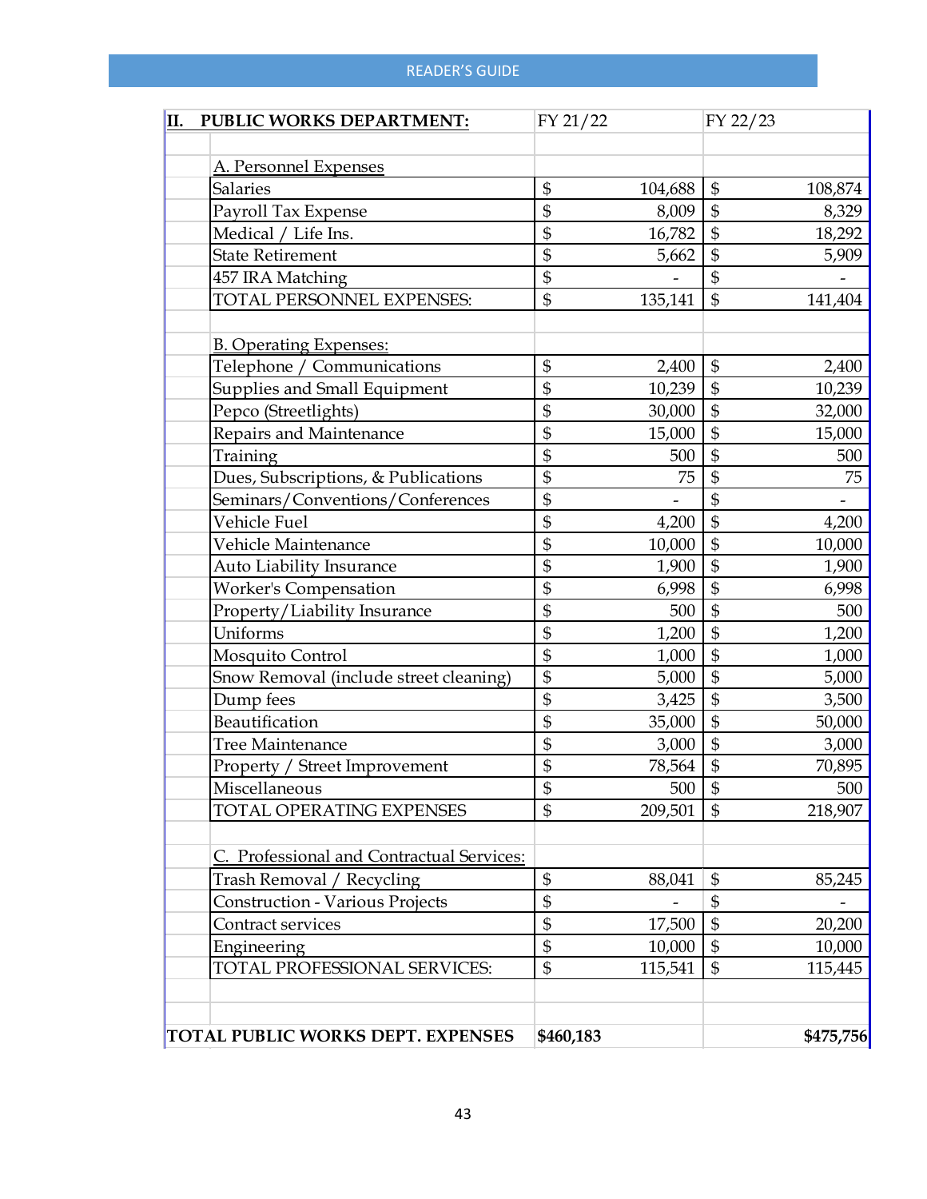| II. PUBLIC WORKS DEPARTMENT: | FY 21/22 | FY 22/23 |
|---|---|---|
| **A. Personnel Expenses** | | |
| Salaries | $ 104,688 | $ 108,874 |
| Payroll Tax Expense | $ 8,009 | $ 8,329 |
| Medical / Life Ins. | $ 16,782 | $ 18,292 |
| State Retirement | $ 5,662 | $ 5,909 |
| 457 IRA Matching | $ - | $ - |
| TOTAL PERSONNEL EXPENSES: | $ 135,141 | $ 141,404 |
| | | |
| **B. Operating Expenses:** | | |
| Telephone / Communications | $ 2,400 | $ 2,400 |
| Supplies and Small Equipment | $ 10,239 | $ 10,239 |
| Pepco (Streetlights) | $ 30,000 | $ 32,000 |
| Repairs and Maintenance | $ 15,000 | $ 15,000 |
| Training | $ 500 | $ 500 |
| Dues, Subscriptions, & Publications | $ 75 | $ 75 |
| Seminars/Conventions/Conferences | $ - | $ - |
| Vehicle Fuel | $ 4,200 | $ 4,200 |
| Vehicle Maintenance | $ 10,000 | $ 10,000 |
| Auto Liability Insurance | $ 1,900 | $ 1,900 |
| Worker's Compensation | $ 6,998 | $ 6,998 |
| Property/Liability Insurance | $ 500 | $ 500 |
| Uniforms | $ 1,200 | $ 1,200 |
| Mosquito Control | $ 1,000 | $ 1,000 |
| Snow Removal (include street cleaning) | $ 5,000 | $ 5,000 |
| Dump fees | $ 3,425 | $ 3,500 |
| Beautification | $ 35,000 | $ 50,000 |
| Tree Maintenance | $ 3,000 | $ 3,000 |
| Property / Street Improvement | $ 78,564 | $ 70,895 |
| Miscellaneous | $ 500 | $ 500 |
| TOTAL OPERATING EXPENSES | $ 209,501 | $ 218,907 |
| | | |
| **C. Professional and Contractual Services:** | | |
| Trash Removal / Recycling | $ 88,041 | $ 85,245 |
| Construction - Various Projects | $ - | $ - |
| Contract services | $ 17,500 | $ 20,200 |
| Engineering | $ 10,000 | $ 10,000 |
| TOTAL PROFESSIONAL SERVICES: | $ 115,541 | $ 115,445 |
| | | |
| **TOTAL PUBLIC WORKS DEPT. EXPENSES** | **$460,183** | **$475,756** |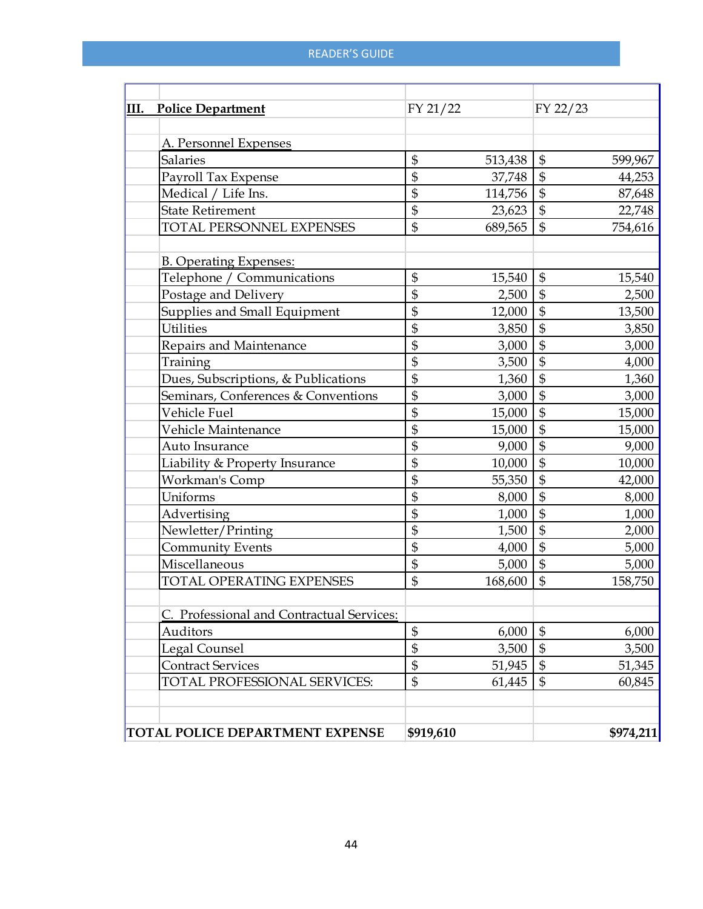| **III. Police Department** | FY 21/22 | FY 22/23 |
|---|---|---|
| A. Personnel Expenses | | |
| Salaries | $ 513,438 | $ 599,967 |
| Payroll Tax Expense | $ 37,748 | $ 44,253 |
| Medical / Life Ins. | $ 114,756 | $ 87,648 |
| State Retirement | $ 23,623 | $ 22,748 |
| TOTAL PERSONNEL EXPENSES | $ 689,565 | $ 754,616 |
| | | |
| B. Operating Expenses: | | |
| Telephone / Communications | $ 15,540 | $ 15,540 |
| Postage and Delivery | $ 2,500 | $ 2,500 |
| Supplies and Small Equipment | $ 12,000 | $ 13,500 |
| Utilities | $ 3,850 | $ 3,850 |
| Repairs and Maintenance | $ 3,000 | $ 3,000 |
| Training | $ 3,500 | $ 4,000 |
| Dues, Subscriptions, & Publications | $ 1,360 | $ 1,360 |
| Seminars, Conferences & Conventions | $ 3,000 | $ 3,000 |
| Vehicle Fuel | $ 15,000 | $ 15,000 |
| Vehicle Maintenance | $ 15,000 | $ 15,000 |
| Auto Insurance | $ 9,000 | $ 9,000 |
| Liability & Property Insurance | $ 10,000 | $ 10,000 |
| Workman's Comp | $ 55,350 | $ 42,000 |
| Uniforms | $ 8,000 | $ 8,000 |
| Advertising | $ 1,000 | $ 1,000 |
| Newletter/Printing | $ 1,500 | $ 2,000 |
| Community Events | $ 4,000 | $ 5,000 |
| Miscellaneous | $ 5,000 | $ 5,000 |
| TOTAL OPERATING EXPENSES | $ 168,600 | $ 158,750 |
| | | |
| C. Professional and Contractual Services: | | |
| Auditors | $ 6,000 | $ 6,000 |
| Legal Counsel | $ 3,500 | $ 3,500 |
| Contract Services | $ 51,945 | $ 51,345 |
| TOTAL PROFESSIONAL SERVICES: | $ 61,445 | $ 60,845 |
| | | |
| **TOTAL POLICE DEPARTMENT EXPENSE** | **$919,610** | **$974,211** |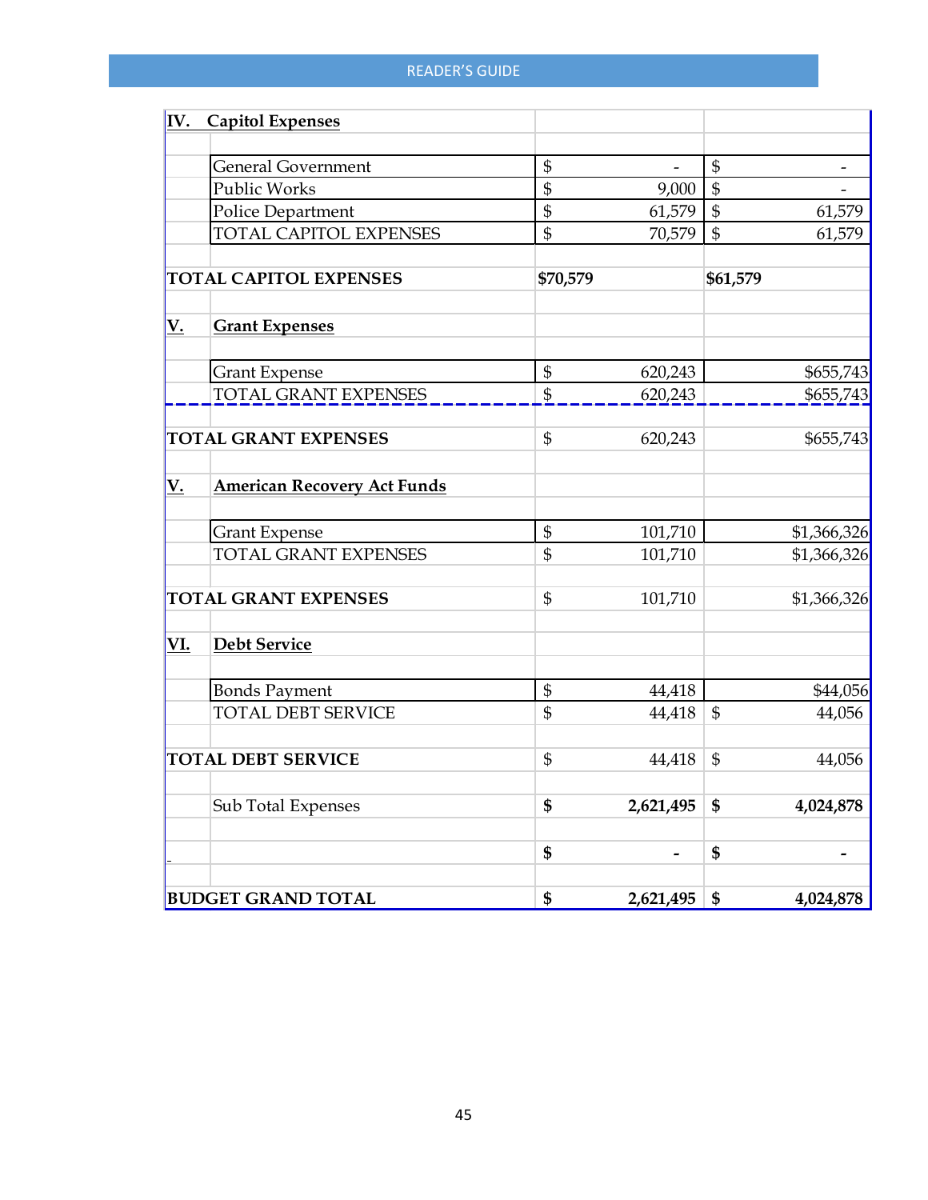| | | | |
|---|---|---|---|
| **IV.** | **Capitol Expenses** | | |
| | | | |
| | General Government | $ - | $ - |
| | Public Works | $ 9,000 | $ - |
| | Police Department | $ 61,579 | $ 61,579 |
| | TOTAL CAPITOL EXPENSES | $ 70,579 | $ 61,579 |
| | | | |
| **TOTAL CAPITOL EXPENSES** | | **$70,579** | **$61,579** |
| | | | |
| **V.** | **Grant Expenses** | | |
| | | | |
| | Grant Expense | $ 620,243 | $655,743 |
| | TOTAL GRANT EXPENSES | $ 620,243 | $655,743 |
| | | | |
| **TOTAL GRANT EXPENSES** | | $ 620,243 | $655,743 |
| | | | |
| **V.** | **American Recovery Act Funds** | | |
| | | | |
| | Grant Expense | $ 101,710 | $1,366,326 |
| | TOTAL GRANT EXPENSES | $ 101,710 | $1,366,326 |
| | | | |
| **TOTAL GRANT EXPENSES** | | $ 101,710 | $1,366,326 |
| | | | |
| **VI.** | **Debt Service** | | |
| | | | |
| | Bonds Payment | $ 44,418 | $44,056 |
| | TOTAL DEBT SERVICE | $ 44,418 | $ 44,056 |
| | | | |
| **TOTAL DEBT SERVICE** | | $ 44,418 | $ 44,056 |
| | | | |
| | Sub Total Expenses | **$ 2,621,495** | **$ 4,024,878** |
| | | | |
| | | **$ -** | **$ -** |
| | | | |
| **BUDGET GRAND TOTAL** | | **$ 2,621,495** | **$ 4,024,878** |